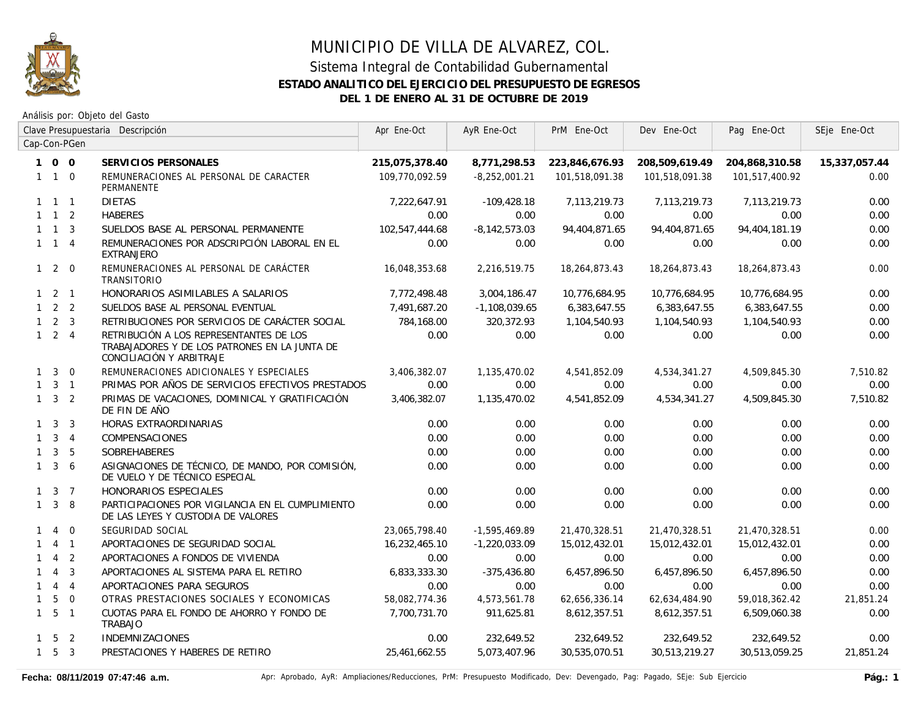# MUNICIPIO DE VILLA DE ALVAREZ, COL.

## Sistema Integral de Contabilidad Gubernamental

**ESTADO ANALITICO DEL EJERCICIO DEL PRESUPUESTO DE EGRESOS**

**DEL 1 DE ENERO AL 31 DE OCTUBRE DE 2019**

Análisis por: Objeto del Gasto

| Clave Presupuestaria Cap-Con-PGen | Descripción | Apr Ene-Oct | AyR Ene-Oct | PrM Ene-Oct | Dev Ene-Oct | Pag Ene-Oct | SEje Ene-Oct |
|---|---|---|---|---|---|---|---|
| **1 0 0** | **SERVICIOS PERSONALES** | **215,075,378.40** | **8,771,298.53** | **223,846,676.93** | **208,509,619.49** | **204,868,310.58** | **15,337,057.44** |
| 1 1 0 | REMUNERACIONES AL PERSONAL DE CARACTER PERMANENTE | 109,770,092.59 | -8,252,001.21 | 101,518,091.38 | 101,518,091.38 | 101,517,400.92 | 0.00 |
| 1 1 1 | DIETAS | 7,222,647.91 | -109,428.18 | 7,113,219.73 | 7,113,219.73 | 7,113,219.73 | 0.00 |
| 1 1 2 | HABERES | 0.00 | 0.00 | 0.00 | 0.00 | 0.00 | 0.00 |
| 1 1 3 | SUELDOS BASE AL PERSONAL PERMANENTE | 102,547,444.68 | -8,142,573.03 | 94,404,871.65 | 94,404,871.65 | 94,404,181.19 | 0.00 |
| 1 1 4 | REMUNERACIONES POR ADSCRIPCIÓN LABORAL EN EL EXTRANJERO | 0.00 | 0.00 | 0.00 | 0.00 | 0.00 | 0.00 |
| 1 2 0 | REMUNERACIONES AL PERSONAL DE CARÁCTER TRANSITORIO | 16,048,353.68 | 2,216,519.75 | 18,264,873.43 | 18,264,873.43 | 18,264,873.43 | 0.00 |
| 1 2 1 | HONORARIOS ASIMILABLES A SALARIOS | 7,772,498.48 | 3,004,186.47 | 10,776,684.95 | 10,776,684.95 | 10,776,684.95 | 0.00 |
| 1 2 2 | SUELDOS BASE AL PERSONAL EVENTUAL | 7,491,687.20 | -1,108,039.65 | 6,383,647.55 | 6,383,647.55 | 6,383,647.55 | 0.00 |
| 1 2 3 | RETRIBUCIONES POR SERVICIOS DE CARÁCTER SOCIAL | 784,168.00 | 320,372.93 | 1,104,540.93 | 1,104,540.93 | 1,104,540.93 | 0.00 |
| 1 2 4 | RETRIBUCIÓN A LOS REPRESENTANTES DE LOS TRABAJADORES Y DE LOS PATRONES EN LA JUNTA DE CONCILIACIÓN Y ARBITRAJE | 0.00 | 0.00 | 0.00 | 0.00 | 0.00 | 0.00 |
| 1 3 0 | REMUNERACIONES ADICIONALES Y ESPECIALES | 3,406,382.07 | 1,135,470.02 | 4,541,852.09 | 4,534,341.27 | 4,509,845.30 | 7,510.82 |
| 1 3 1 | PRIMAS POR AÑOS DE SERVICIOS EFECTIVOS PRESTADOS | 0.00 | 0.00 | 0.00 | 0.00 | 0.00 | 0.00 |
| 1 3 2 | PRIMAS DE VACACIONES, DOMINICAL Y GRATIFICACIÓN DE FIN DE AÑO | 3,406,382.07 | 1,135,470.02 | 4,541,852.09 | 4,534,341.27 | 4,509,845.30 | 7,510.82 |
| 1 3 3 | HORAS EXTRAORDINARIAS | 0.00 | 0.00 | 0.00 | 0.00 | 0.00 | 0.00 |
| 1 3 4 | COMPENSACIONES | 0.00 | 0.00 | 0.00 | 0.00 | 0.00 | 0.00 |
| 1 3 5 | SOBREHABERES | 0.00 | 0.00 | 0.00 | 0.00 | 0.00 | 0.00 |
| 1 3 6 | ASIGNACIONES DE TÉCNICO, DE MANDO, POR COMISIÓN, DE VUELO Y DE TÉCNICO ESPECIAL | 0.00 | 0.00 | 0.00 | 0.00 | 0.00 | 0.00 |
| 1 3 7 | HONORARIOS ESPECIALES | 0.00 | 0.00 | 0.00 | 0.00 | 0.00 | 0.00 |
| 1 3 8 | PARTICIPACIONES POR VIGILANCIA EN EL CUMPLIMIENTO DE LAS LEYES Y CUSTODIA DE VALORES | 0.00 | 0.00 | 0.00 | 0.00 | 0.00 | 0.00 |
| 1 4 0 | SEGURIDAD SOCIAL | 23,065,798.40 | -1,595,469.89 | 21,470,328.51 | 21,470,328.51 | 21,470,328.51 | 0.00 |
| 1 4 1 | APORTACIONES DE SEGURIDAD SOCIAL | 16,232,465.10 | -1,220,033.09 | 15,012,432.01 | 15,012,432.01 | 15,012,432.01 | 0.00 |
| 1 4 2 | APORTACIONES A FONDOS DE VIVIENDA | 0.00 | 0.00 | 0.00 | 0.00 | 0.00 | 0.00 |
| 1 4 3 | APORTACIONES AL SISTEMA PARA EL RETIRO | 6,833,333.30 | -375,436.80 | 6,457,896.50 | 6,457,896.50 | 6,457,896.50 | 0.00 |
| 1 4 4 | APORTACIONES PARA SEGUROS | 0.00 | 0.00 | 0.00 | 0.00 | 0.00 | 0.00 |
| 1 5 0 | OTRAS PRESTACIONES SOCIALES Y ECONOMICAS | 58,082,774.36 | 4,573,561.78 | 62,656,336.14 | 62,634,484.90 | 59,018,362.42 | 21,851.24 |
| 1 5 1 | CUOTAS PARA EL FONDO DE AHORRO Y FONDO DE TRABAJO | 7,700,731.70 | 911,625.81 | 8,612,357.51 | 8,612,357.51 | 6,509,060.38 | 0.00 |
| 1 5 2 | INDEMNIZACIONES | 0.00 | 232,649.52 | 232,649.52 | 232,649.52 | 232,649.52 | 0.00 |
| 1 5 3 | PRESTACIONES Y HABERES DE RETIRO | 25,461,662.55 | 5,073,407.96 | 30,535,070.51 | 30,513,219.27 | 30,513,059.25 | 21,851.24 |

Fecha: 08/11/2019 07:47:46 a.m.

Apr: Aprobado, AyR: Ampliaciones/Reducciones, PrM: Presupuesto Modificado, Dev: Devengado, Pag: Pagado, SEje: Sub Ejercicio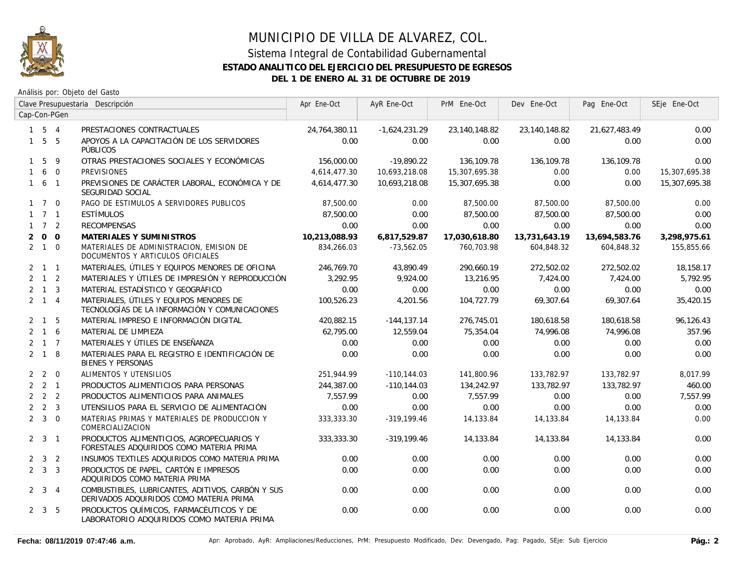# MUNICIPIO DE VILLA DE ALVAREZ, COL.

## Sistema Integral de Contabilidad Gubernamental

### ESTADO ANALITICO DEL EJERCICIO DEL PRESUPUESTO DE EGRESOS

### DEL 1 DE ENERO AL 31 DE OCTUBRE DE 2019

Análisis por: Objeto del Gasto

| Clave Presupuestaria Cap-Con-PGen | Descripción | Apr Ene-Oct | AyR Ene-Oct | PrM Ene-Oct | Dev Ene-Oct | Pag Ene-Oct | SEje Ene-Oct |
|---|---|---|---|---|---|---|---|
| 1 5 4 | PRESTACIONES CONTRACTUALES | 24,764,380.11 | -1,624,231.29 | 23,140,148.82 | 23,140,148.82 | 21,627,483.49 | 0.00 |
| 1 5 5 | APOYOS A LA CAPACITACIÓN DE LOS SERVIDORES PÚBLICOS | 0.00 | 0.00 | 0.00 | 0.00 | 0.00 | 0.00 |
| 1 5 9 | OTRAS PRESTACIONES SOCIALES Y ECONÓMICAS | 156,000.00 | -19,890.22 | 136,109.78 | 136,109.78 | 136,109.78 | 0.00 |
| 1 6 0 | PREVISIONES | 4,614,477.30 | 10,693,218.08 | 15,307,695.38 | 0.00 | 0.00 | 15,307,695.38 |
| 1 6 1 | PREVISIONES DE CARÁCTER LABORAL, ECONÓMICA Y DE SEGURIDAD SOCIAL | 4,614,477.30 | 10,693,218.08 | 15,307,695.38 | 0.00 | 0.00 | 15,307,695.38 |
| 1 7 0 | PAGO DE ESTIMULOS A SERVIDORES PUBLICOS | 87,500.00 | 0.00 | 87,500.00 | 87,500.00 | 87,500.00 | 0.00 |
| 1 7 1 | ESTÍMULOS | 87,500.00 | 0.00 | 87,500.00 | 87,500.00 | 87,500.00 | 0.00 |
| 1 7 2 | RECOMPENSAS | 0.00 | 0.00 | 0.00 | 0.00 | 0.00 | 0.00 |
| **2 0 0** | **MATERIALES Y SUMINISTROS** | **10,213,088.93** | **6,817,529.87** | **17,030,618.80** | **13,731,643.19** | **13,694,583.76** | **3,298,975.61** |
| 2 1 0 | MATERIALES DE ADMINISTRACION, EMISION DE DOCUMENTOS Y ARTICULOS OFICIALES | 834,266.03 | -73,562.05 | 760,703.98 | 604,848.32 | 604,848.32 | 155,855.66 |
| 2 1 1 | MATERIALES, ÚTILES Y EQUIPOS MENORES DE OFICINA | 246,769.70 | 43,890.49 | 290,660.19 | 272,502.02 | 272,502.02 | 18,158.17 |
| 2 1 2 | MATERIALES Y ÚTILES DE IMPRESIÓN Y REPRODUCCIÓN | 3,292.95 | 9,924.00 | 13,216.95 | 7,424.00 | 7,424.00 | 5,792.95 |
| 2 1 3 | MATERIAL ESTADÍSTICO Y GEOGRÁFICO | 0.00 | 0.00 | 0.00 | 0.00 | 0.00 | 0.00 |
| 2 1 4 | MATERIALES, ÚTILES Y EQUIPOS MENORES DE TECNOLOGÍAS DE LA INFORMACIÓN Y COMUNICACIONES | 100,526.23 | 4,201.56 | 104,727.79 | 69,307.64 | 69,307.64 | 35,420.15 |
| 2 1 5 | MATERIAL IMPRESO E INFORMACIÓN DIGITAL | 420,882.15 | -144,137.14 | 276,745.01 | 180,618.58 | 180,618.58 | 96,126.43 |
| 2 1 6 | MATERIAL DE LIMPIEZA | 62,795.00 | 12,559.04 | 75,354.04 | 74,996.08 | 74,996.08 | 357.96 |
| 2 1 7 | MATERIALES Y ÚTILES DE ENSEÑANZA | 0.00 | 0.00 | 0.00 | 0.00 | 0.00 | 0.00 |
| 2 1 8 | MATERIALES PARA EL REGISTRO E IDENTIFICACIÓN DE BIENES Y PERSONAS | 0.00 | 0.00 | 0.00 | 0.00 | 0.00 | 0.00 |
| 2 2 0 | ALIMENTOS Y UTENSILIOS | 251,944.99 | -110,144.03 | 141,800.96 | 133,782.97 | 133,782.97 | 8,017.99 |
| 2 2 1 | PRODUCTOS ALIMENTICIOS PARA PERSONAS | 244,387.00 | -110,144.03 | 134,242.97 | 133,782.97 | 133,782.97 | 460.00 |
| 2 2 2 | PRODUCTOS ALIMENTICIOS PARA ANIMALES | 7,557.99 | 0.00 | 7,557.99 | 0.00 | 0.00 | 7,557.99 |
| 2 2 3 | UTENSILIOS PARA EL SERVICIO DE ALIMENTACIÓN | 0.00 | 0.00 | 0.00 | 0.00 | 0.00 | 0.00 |
| 2 3 0 | MATERIAS PRIMAS Y MATERIALES DE PRODUCCION Y COMERCIALIZACION | 333,333.30 | -319,199.46 | 14,133.84 | 14,133.84 | 14,133.84 | 0.00 |
| 2 3 1 | PRODUCTOS ALIMENTICIOS, AGROPECUARIOS Y FORESTALES ADQUIRIDOS COMO MATERIA PRIMA | 333,333.30 | -319,199.46 | 14,133.84 | 14,133.84 | 14,133.84 | 0.00 |
| 2 3 2 | INSUMOS TEXTILES ADQUIRIDOS COMO MATERIA PRIMA | 0.00 | 0.00 | 0.00 | 0.00 | 0.00 | 0.00 |
| 2 3 3 | PRODUCTOS DE PAPEL, CARTÓN E IMPRESOS ADQUIRIDOS COMO MATERIA PRIMA | 0.00 | 0.00 | 0.00 | 0.00 | 0.00 | 0.00 |
| 2 3 4 | COMBUSTIBLES, LUBRICANTES, ADITIVOS, CARBÓN Y SUS DERIVADOS ADQUIRIDOS COMO MATERIA PRIMA | 0.00 | 0.00 | 0.00 | 0.00 | 0.00 | 0.00 |
| 2 3 5 | PRODUCTOS QUÍMICOS, FARMACÉUTICOS Y DE LABORATORIO ADQUIRIDOS COMO MATERIA PRIMA | 0.00 | 0.00 | 0.00 | 0.00 | 0.00 | 0.00 |

Fecha: 08/11/2019 07:47:46 a.m.

Apr: Aprobado, AyR: Ampliaciones/Reducciones, PrM: Presupuesto Modificado, Dev: Devengado, Pag: Pagado, SEje: Sub Ejercicio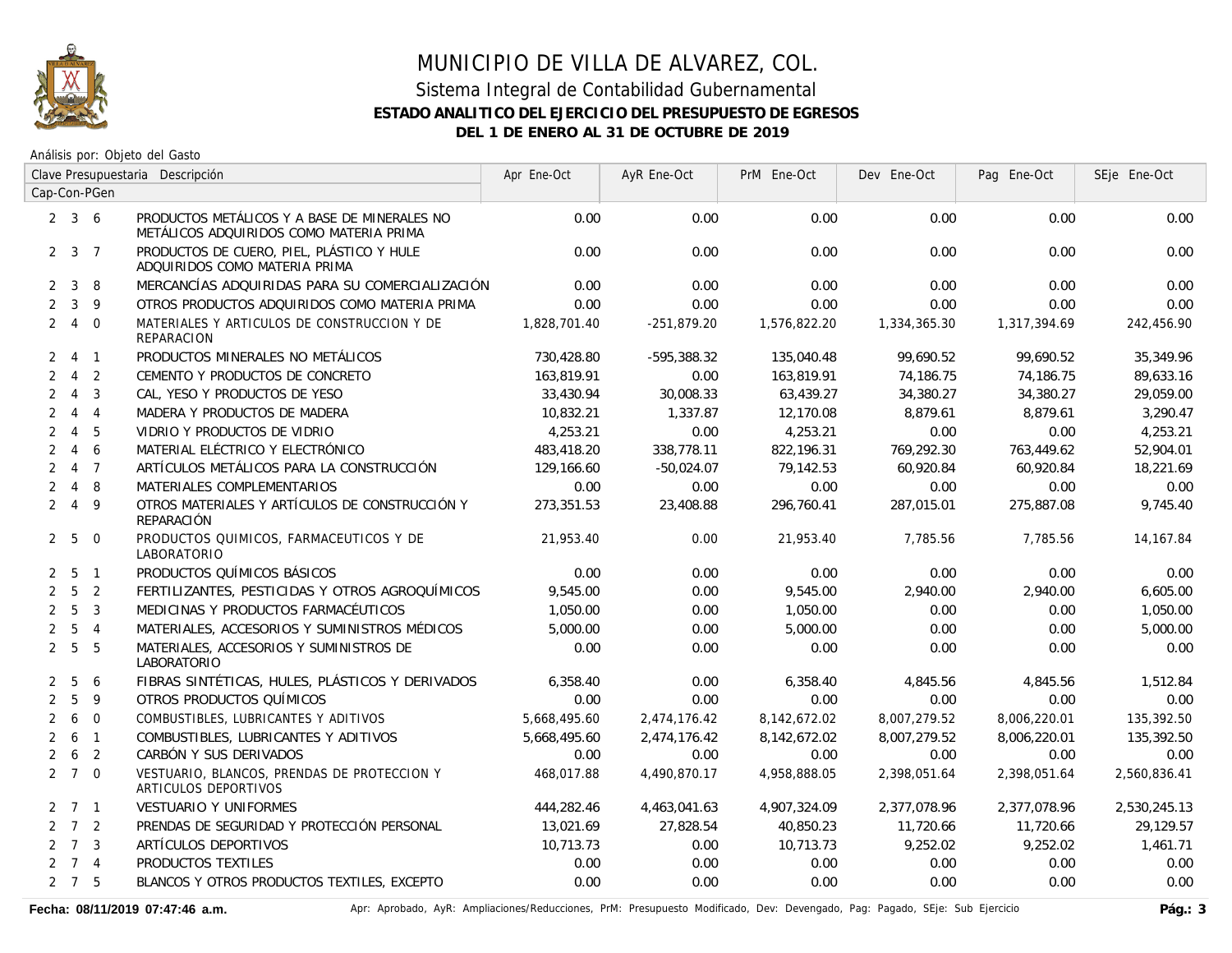# MUNICIPIO DE VILLA DE ALVAREZ, COL.

## Sistema Integral de Contabilidad Gubernamental

### ESTADO ANALITICO DEL EJERCICIO DEL PRESUPUESTO DE EGRESOS

### DEL 1 DE ENERO AL 31 DE OCTUBRE DE 2019

Análisis por: Objeto del Gasto

| Clave Presupuestaria Cap-Con-PGen | Descripción | Apr Ene-Oct | AyR Ene-Oct | PrM Ene-Oct | Dev Ene-Oct | Pag Ene-Oct | SEje Ene-Oct |
|---|---|---|---|---|---|---|---|
| 2 3 6 | PRODUCTOS METÁLICOS Y A BASE DE MINERALES NO METÁLICOS ADQUIRIDOS COMO MATERIA PRIMA | 0.00 | 0.00 | 0.00 | 0.00 | 0.00 | 0.00 |
| 2 3 7 | PRODUCTOS DE CUERO, PIEL, PLÁSTICO Y HULE ADQUIRIDOS COMO MATERIA PRIMA | 0.00 | 0.00 | 0.00 | 0.00 | 0.00 | 0.00 |
| 2 3 8 | MERCANCÍAS ADQUIRIDAS PARA SU COMERCIALIZACIÓN | 0.00 | 0.00 | 0.00 | 0.00 | 0.00 | 0.00 |
| 2 3 9 | OTROS PRODUCTOS ADQUIRIDOS COMO MATERIA PRIMA | 0.00 | 0.00 | 0.00 | 0.00 | 0.00 | 0.00 |
| 2 4 0 | MATERIALES Y ARTICULOS DE CONSTRUCCION Y DE REPARACION | 1,828,701.40 | -251,879.20 | 1,576,822.20 | 1,334,365.30 | 1,317,394.69 | 242,456.90 |
| 2 4 1 | PRODUCTOS MINERALES NO METÁLICOS | 730,428.80 | -595,388.32 | 135,040.48 | 99,690.52 | 99,690.52 | 35,349.96 |
| 2 4 2 | CEMENTO Y PRODUCTOS DE CONCRETO | 163,819.91 | 0.00 | 163,819.91 | 74,186.75 | 74,186.75 | 89,633.16 |
| 2 4 3 | CAL, YESO Y PRODUCTOS DE YESO | 33,430.94 | 30,008.33 | 63,439.27 | 34,380.27 | 34,380.27 | 29,059.00 |
| 2 4 4 | MADERA Y PRODUCTOS DE MADERA | 10,832.21 | 1,337.87 | 12,170.08 | 8,879.61 | 8,879.61 | 3,290.47 |
| 2 4 5 | VIDRIO Y PRODUCTOS DE VIDRIO | 4,253.21 | 0.00 | 4,253.21 | 0.00 | 0.00 | 4,253.21 |
| 2 4 6 | MATERIAL ELÉCTRICO Y ELECTRÓNICO | 483,418.20 | 338,778.11 | 822,196.31 | 769,292.30 | 763,449.62 | 52,904.01 |
| 2 4 7 | ARTÍCULOS METÁLICOS PARA LA CONSTRUCCIÓN | 129,166.60 | -50,024.07 | 79,142.53 | 60,920.84 | 60,920.84 | 18,221.69 |
| 2 4 8 | MATERIALES COMPLEMENTARIOS | 0.00 | 0.00 | 0.00 | 0.00 | 0.00 | 0.00 |
| 2 4 9 | OTROS MATERIALES Y ARTÍCULOS DE CONSTRUCCIÓN Y REPARACIÓN | 273,351.53 | 23,408.88 | 296,760.41 | 287,015.01 | 275,887.08 | 9,745.40 |
| 2 5 0 | PRODUCTOS QUIMICOS, FARMACEUTICOS Y DE LABORATORIO | 21,953.40 | 0.00 | 21,953.40 | 7,785.56 | 7,785.56 | 14,167.84 |
| 2 5 1 | PRODUCTOS QUÍMICOS BÁSICOS | 0.00 | 0.00 | 0.00 | 0.00 | 0.00 | 0.00 |
| 2 5 2 | FERTILIZANTES, PESTICIDAS Y OTROS AGROQUÍMICOS | 9,545.00 | 0.00 | 9,545.00 | 2,940.00 | 2,940.00 | 6,605.00 |
| 2 5 3 | MEDICINAS Y PRODUCTOS FARMACÉUTICOS | 1,050.00 | 0.00 | 1,050.00 | 0.00 | 0.00 | 1,050.00 |
| 2 5 4 | MATERIALES, ACCESORIOS Y SUMINISTROS MÉDICOS | 5,000.00 | 0.00 | 5,000.00 | 0.00 | 0.00 | 5,000.00 |
| 2 5 5 | MATERIALES, ACCESORIOS Y SUMINISTROS DE LABORATORIO | 0.00 | 0.00 | 0.00 | 0.00 | 0.00 | 0.00 |
| 2 5 6 | FIBRAS SINTÉTICAS, HULES, PLÁSTICOS Y DERIVADOS | 6,358.40 | 0.00 | 6,358.40 | 4,845.56 | 4,845.56 | 1,512.84 |
| 2 5 9 | OTROS PRODUCTOS QUÍMICOS | 0.00 | 0.00 | 0.00 | 0.00 | 0.00 | 0.00 |
| 2 6 0 | COMBUSTIBLES, LUBRICANTES Y ADITIVOS | 5,668,495.60 | 2,474,176.42 | 8,142,672.02 | 8,007,279.52 | 8,006,220.01 | 135,392.50 |
| 2 6 1 | COMBUSTIBLES, LUBRICANTES Y ADITIVOS | 5,668,495.60 | 2,474,176.42 | 8,142,672.02 | 8,007,279.52 | 8,006,220.01 | 135,392.50 |
| 2 6 2 | CARBÓN Y SUS DERIVADOS | 0.00 | 0.00 | 0.00 | 0.00 | 0.00 | 0.00 |
| 2 7 0 | VESTUARIO, BLANCOS, PRENDAS DE PROTECCION Y ARTICULOS DEPORTIVOS | 468,017.88 | 4,490,870.17 | 4,958,888.05 | 2,398,051.64 | 2,398,051.64 | 2,560,836.41 |
| 2 7 1 | VESTUARIO Y UNIFORMES | 444,282.46 | 4,463,041.63 | 4,907,324.09 | 2,377,078.96 | 2,377,078.96 | 2,530,245.13 |
| 2 7 2 | PRENDAS DE SEGURIDAD Y PROTECCIÓN PERSONAL | 13,021.69 | 27,828.54 | 40,850.23 | 11,720.66 | 11,720.66 | 29,129.57 |
| 2 7 3 | ARTÍCULOS DEPORTIVOS | 10,713.73 | 0.00 | 10,713.73 | 9,252.02 | 9,252.02 | 1,461.71 |
| 2 7 4 | PRODUCTOS TEXTILES | 0.00 | 0.00 | 0.00 | 0.00 | 0.00 | 0.00 |
| 2 7 5 | BLANCOS Y OTROS PRODUCTOS TEXTILES, EXCEPTO | 0.00 | 0.00 | 0.00 | 0.00 | 0.00 | 0.00 |

Fecha: 08/11/2019 07:47:46 a.m.

Apr: Aprobado, AyR: Ampliaciones/Reducciones, PrM: Presupuesto Modificado, Dev: Devengado, Pag: Pagado, SEje: Sub Ejercicio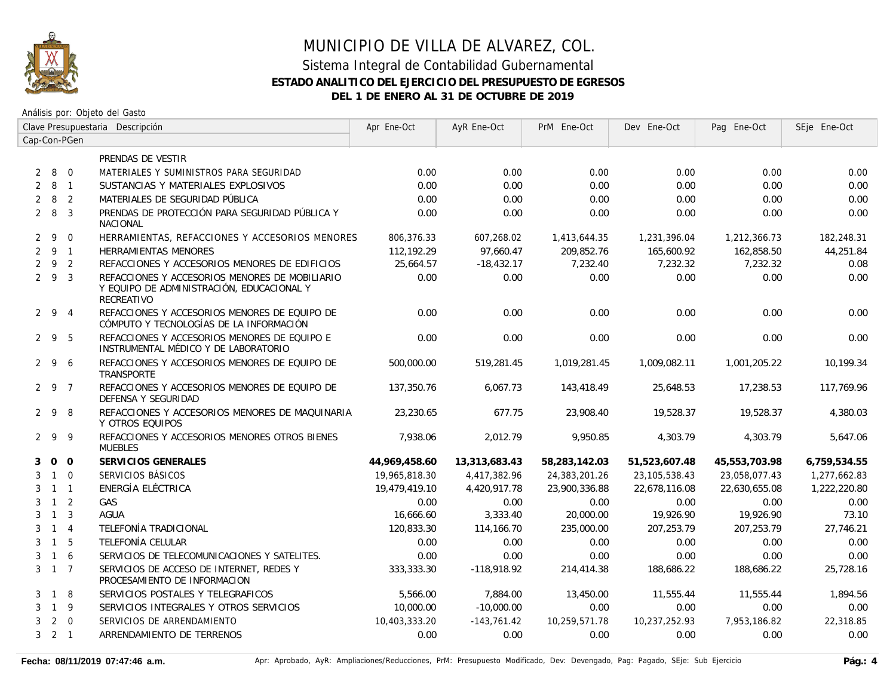# MUNICIPIO DE VILLA DE ALVAREZ, COL.

## Sistema Integral de Contabilidad Gubernamental

### ESTADO ANALITICO DEL EJERCICIO DEL PRESUPUESTO DE EGRESOS

### DEL 1 DE ENERO AL 31 DE OCTUBRE DE 2019

Análisis por: Objeto del Gasto

| Clave Presupuestaria Cap-Con-PGen | Descripción | Apr Ene-Oct | AyR Ene-Oct | PrM Ene-Oct | Dev Ene-Oct | Pag Ene-Oct | SEje Ene-Oct |
|---|---|---|---|---|---|---|---|
| | PRENDAS DE VESTIR | | | | | | |
| 2 8 0 | MATERIALES Y SUMINISTROS PARA SEGURIDAD | 0.00 | 0.00 | 0.00 | 0.00 | 0.00 | 0.00 |
| 2 8 1 | SUSTANCIAS Y MATERIALES EXPLOSIVOS | 0.00 | 0.00 | 0.00 | 0.00 | 0.00 | 0.00 |
| 2 8 2 | MATERIALES DE SEGURIDAD PÚBLICA | 0.00 | 0.00 | 0.00 | 0.00 | 0.00 | 0.00 |
| 2 8 3 | PRENDAS DE PROTECCIÓN PARA SEGURIDAD PÚBLICA Y NACIONAL | 0.00 | 0.00 | 0.00 | 0.00 | 0.00 | 0.00 |
| 2 9 0 | HERRAMIENTAS, REFACCIONES Y ACCESORIOS MENORES | 806,376.33 | 607,268.02 | 1,413,644.35 | 1,231,396.04 | 1,212,366.73 | 182,248.31 |
| 2 9 1 | HERRAMIENTAS MENORES | 112,192.29 | 97,660.47 | 209,852.76 | 165,600.92 | 162,858.50 | 44,251.84 |
| 2 9 2 | REFACCIONES Y ACCESORIOS MENORES DE EDIFICIOS | 25,664.57 | -18,432.17 | 7,232.40 | 7,232.32 | 7,232.32 | 0.08 |
| 2 9 3 | REFACCIONES Y ACCESORIOS MENORES DE MOBILIARIO Y EQUIPO DE ADMINISTRACIÓN, EDUCACIONAL Y RECREATIVO | 0.00 | 0.00 | 0.00 | 0.00 | 0.00 | 0.00 |
| 2 9 4 | REFACCIONES Y ACCESORIOS MENORES DE EQUIPO DE CÓMPUTO Y TECNOLOGÍAS DE LA INFORMACIÓN | 0.00 | 0.00 | 0.00 | 0.00 | 0.00 | 0.00 |
| 2 9 5 | REFACCIONES Y ACCESORIOS MENORES DE EQUIPO E INSTRUMENTAL MÉDICO Y DE LABORATORIO | 0.00 | 0.00 | 0.00 | 0.00 | 0.00 | 0.00 |
| 2 9 6 | REFACCIONES Y ACCESORIOS MENORES DE EQUIPO DE TRANSPORTE | 500,000.00 | 519,281.45 | 1,019,281.45 | 1,009,082.11 | 1,001,205.22 | 10,199.34 |
| 2 9 7 | REFACCIONES Y ACCESORIOS MENORES DE EQUIPO DE DEFENSA Y SEGURIDAD | 137,350.76 | 6,067.73 | 143,418.49 | 25,648.53 | 17,238.53 | 117,769.96 |
| 2 9 8 | REFACCIONES Y ACCESORIOS MENORES DE MAQUINARIA Y OTROS EQUIPOS | 23,230.65 | 677.75 | 23,908.40 | 19,528.37 | 19,528.37 | 4,380.03 |
| 2 9 9 | REFACCIONES Y ACCESORIOS MENORES OTROS BIENES MUEBLES | 7,938.06 | 2,012.79 | 9,950.85 | 4,303.79 | 4,303.79 | 5,647.06 |
| **3 0 0** | **SERVICIOS GENERALES** | **44,969,458.60** | **13,313,683.43** | **58,283,142.03** | **51,523,607.48** | **45,553,703.98** | **6,759,534.55** |
| 3 1 0 | SERVICIOS BÁSICOS | 19,965,818.30 | 4,417,382.96 | 24,383,201.26 | 23,105,538.43 | 23,058,077.43 | 1,277,662.83 |
| 3 1 1 | ENERGÍA ELÉCTRICA | 19,479,419.10 | 4,420,917.78 | 23,900,336.88 | 22,678,116.08 | 22,630,655.08 | 1,222,220.80 |
| 3 1 2 | GAS | 0.00 | 0.00 | 0.00 | 0.00 | 0.00 | 0.00 |
| 3 1 3 | AGUA | 16,666.60 | 3,333.40 | 20,000.00 | 19,926.90 | 19,926.90 | 73.10 |
| 3 1 4 | TELEFONÍA TRADICIONAL | 120,833.30 | 114,166.70 | 235,000.00 | 207,253.79 | 207,253.79 | 27,746.21 |
| 3 1 5 | TELEFONÍA CELULAR | 0.00 | 0.00 | 0.00 | 0.00 | 0.00 | 0.00 |
| 3 1 6 | SERVICIOS DE TELECOMUNICACIONES Y SATELITES. | 0.00 | 0.00 | 0.00 | 0.00 | 0.00 | 0.00 |
| 3 1 7 | SERVICIOS DE ACCESO DE INTERNET, REDES Y PROCESAMIENTO DE INFORMACION | 333,333.30 | -118,918.92 | 214,414.38 | 188,686.22 | 188,686.22 | 25,728.16 |
| 3 1 8 | SERVICIOS POSTALES Y TELEGRAFICOS | 5,566.00 | 7,884.00 | 13,450.00 | 11,555.44 | 11,555.44 | 1,894.56 |
| 3 1 9 | SERVICIOS INTEGRALES Y OTROS SERVICIOS | 10,000.00 | -10,000.00 | 0.00 | 0.00 | 0.00 | 0.00 |
| 3 2 0 | SERVICIOS DE ARRENDAMIENTO | 10,403,333.20 | -143,761.42 | 10,259,571.78 | 10,237,252.93 | 7,953,186.82 | 22,318.85 |
| 3 2 1 | ARRENDAMIENTO DE TERRENOS | 0.00 | 0.00 | 0.00 | 0.00 | 0.00 | 0.00 |

Fecha: 08/11/2019 07:47:46 a.m.

Apr: Aprobado, AyR: Ampliaciones/Reducciones, PrM: Presupuesto Modificado, Dev: Devengado, Pag: Pagado, SEje: Sub Ejercicio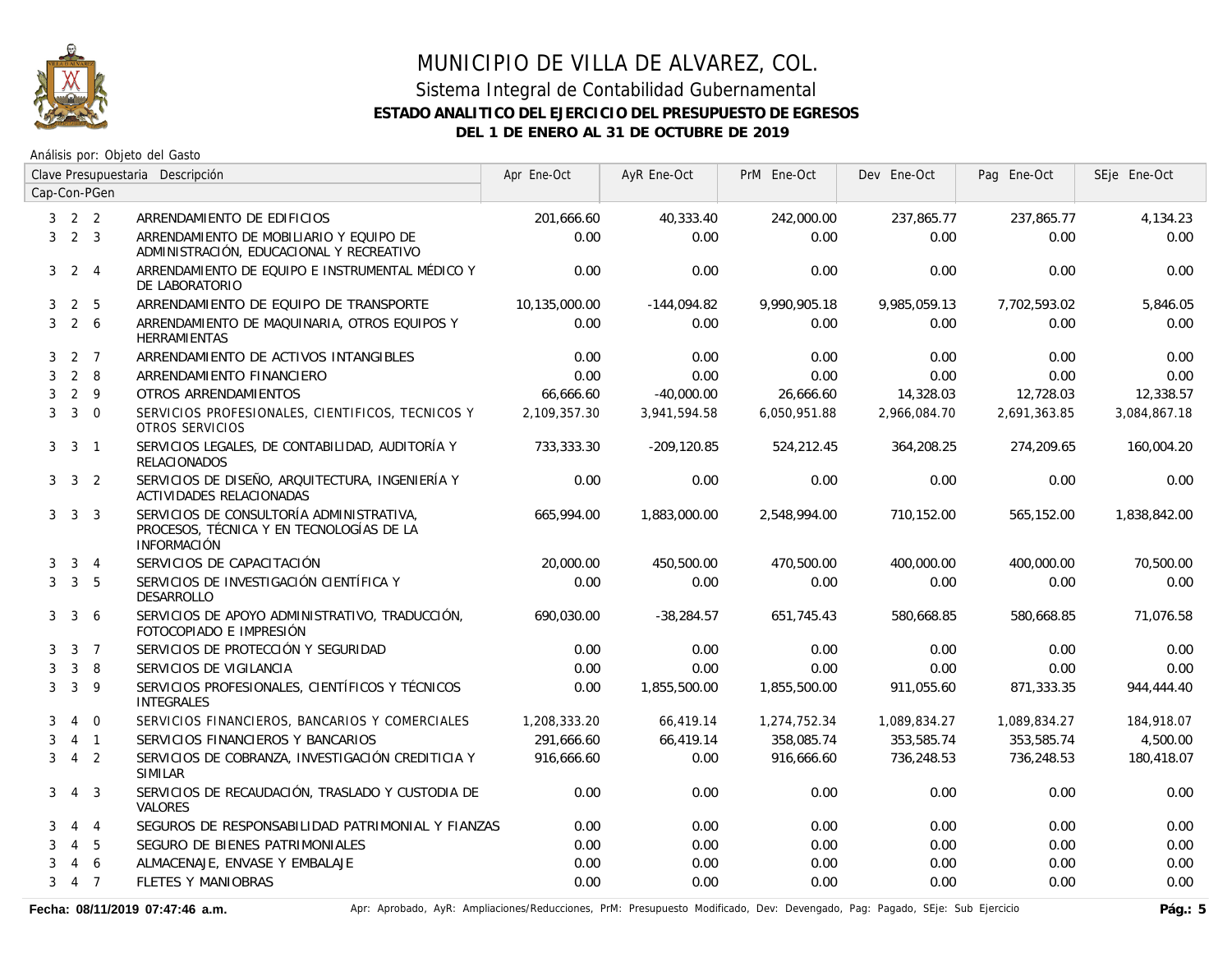// Nanny Mode: Comprehensive Analysis Protocol
# MUNICIPIO DE VILLA DE ALVAREZ, COL.

## Sistema Integral de Contabilidad Gubernamental

### ESTADO ANALITICO DEL EJERCICIO DEL PRESUPUESTO DE EGRESOS

### DEL 1 DE ENERO AL 31 DE OCTUBRE DE 2019

Análisis por: Objeto del Gasto

| Clave Presupuestaria Cap-Con-PGen | Descripción | Apr Ene-Oct | AyR Ene-Oct | PrM Ene-Oct | Dev Ene-Oct | Pag Ene-Oct | SEje Ene-Oct |
|---|---|---|---|---|---|---|---|
| 3 2 2 | ARRENDAMIENTO DE EDIFICIOS | 201,666.60 | 40,333.40 | 242,000.00 | 237,865.77 | 237,865.77 | 4,134.23 |
| 3 2 3 | ARRENDAMIENTO DE MOBILIARIO Y EQUIPO DE ADMINISTRACIÓN, EDUCACIONAL Y RECREATIVO | 0.00 | 0.00 | 0.00 | 0.00 | 0.00 | 0.00 |
| 3 2 4 | ARRENDAMIENTO DE EQUIPO E INSTRUMENTAL MÉDICO Y DE LABORATORIO | 0.00 | 0.00 | 0.00 | 0.00 | 0.00 | 0.00 |
| 3 2 5 | ARRENDAMIENTO DE EQUIPO DE TRANSPORTE | 10,135,000.00 | -144,094.82 | 9,990,905.18 | 9,985,059.13 | 7,702,593.02 | 5,846.05 |
| 3 2 6 | ARRENDAMIENTO DE MAQUINARIA, OTROS EQUIPOS Y HERRAMIENTAS | 0.00 | 0.00 | 0.00 | 0.00 | 0.00 | 0.00 |
| 3 2 7 | ARRENDAMIENTO DE ACTIVOS INTANGIBLES | 0.00 | 0.00 | 0.00 | 0.00 | 0.00 | 0.00 |
| 3 2 8 | ARRENDAMIENTO FINANCIERO | 0.00 | 0.00 | 0.00 | 0.00 | 0.00 | 0.00 |
| 3 2 9 | OTROS ARRENDAMIENTOS | 66,666.60 | -40,000.00 | 26,666.60 | 14,328.03 | 12,728.03 | 12,338.57 |
| 3 3 0 | SERVICIOS PROFESIONALES, CIENTIFICOS, TECNICOS Y OTROS SERVICIOS | 2,109,357.30 | 3,941,594.58 | 6,050,951.88 | 2,966,084.70 | 2,691,363.85 | 3,084,867.18 |
| 3 3 1 | SERVICIOS LEGALES, DE CONTABILIDAD, AUDITORÍA Y RELACIONADOS | 733,333.30 | -209,120.85 | 524,212.45 | 364,208.25 | 274,209.65 | 160,004.20 |
| 3 3 2 | SERVICIOS DE DISEÑO, ARQUITECTURA, INGENIERÍA Y ACTIVIDADES RELACIONADAS | 0.00 | 0.00 | 0.00 | 0.00 | 0.00 | 0.00 |
| 3 3 3 | SERVICIOS DE CONSULTORÍA ADMINISTRATIVA, PROCESOS, TÉCNICA Y EN TECNOLOGÍAS DE LA INFORMACIÓN | 665,994.00 | 1,883,000.00 | 2,548,994.00 | 710,152.00 | 565,152.00 | 1,838,842.00 |
| 3 3 4 | SERVICIOS DE CAPACITACIÓN | 20,000.00 | 450,500.00 | 470,500.00 | 400,000.00 | 400,000.00 | 70,500.00 |
| 3 3 5 | SERVICIOS DE INVESTIGACIÓN CIENTÍFICA Y DESARROLLO | 0.00 | 0.00 | 0.00 | 0.00 | 0.00 | 0.00 |
| 3 3 6 | SERVICIOS DE APOYO ADMINISTRATIVO, TRADUCCIÓN, FOTOCOPIADO E IMPRESIÓN | 690,030.00 | -38,284.57 | 651,745.43 | 580,668.85 | 580,668.85 | 71,076.58 |
| 3 3 7 | SERVICIOS DE PROTECCIÓN Y SEGURIDAD | 0.00 | 0.00 | 0.00 | 0.00 | 0.00 | 0.00 |
| 3 3 8 | SERVICIOS DE VIGILANCIA | 0.00 | 0.00 | 0.00 | 0.00 | 0.00 | 0.00 |
| 3 3 9 | SERVICIOS PROFESIONALES, CIENTÍFICOS Y TÉCNICOS INTEGRALES | 0.00 | 1,855,500.00 | 1,855,500.00 | 911,055.60 | 871,333.35 | 944,444.40 |
| 3 4 0 | SERVICIOS FINANCIEROS, BANCARIOS Y COMERCIALES | 1,208,333.20 | 66,419.14 | 1,274,752.34 | 1,089,834.27 | 1,089,834.27 | 184,918.07 |
| 3 4 1 | SERVICIOS FINANCIEROS Y BANCARIOS | 291,666.60 | 66,419.14 | 358,085.74 | 353,585.74 | 353,585.74 | 4,500.00 |
| 3 4 2 | SERVICIOS DE COBRANZA, INVESTIGACIÓN CREDITICIA Y SIMILAR | 916,666.60 | 0.00 | 916,666.60 | 736,248.53 | 736,248.53 | 180,418.07 |
| 3 4 3 | SERVICIOS DE RECAUDACIÓN, TRASLADO Y CUSTODIA DE VALORES | 0.00 | 0.00 | 0.00 | 0.00 | 0.00 | 0.00 |
| 3 4 4 | SEGUROS DE RESPONSABILIDAD PATRIMONIAL Y FIANZAS | 0.00 | 0.00 | 0.00 | 0.00 | 0.00 | 0.00 |
| 3 4 5 | SEGURO DE BIENES PATRIMONIALES | 0.00 | 0.00 | 0.00 | 0.00 | 0.00 | 0.00 |
| 3 4 6 | ALMACENAJE, ENVASE Y EMBALAJE | 0.00 | 0.00 | 0.00 | 0.00 | 0.00 | 0.00 |
| 3 4 7 | FLETES Y MANIOBRAS | 0.00 | 0.00 | 0.00 | 0.00 | 0.00 | 0.00 |

Fecha: 08/11/2019 07:47:46 a.m.

Apr: Aprobado, AyR: Ampliaciones/Reducciones, PrM: Presupuesto Modificado, Dev: Devengado, Pag: Pagado, SEje: Sub Ejercicio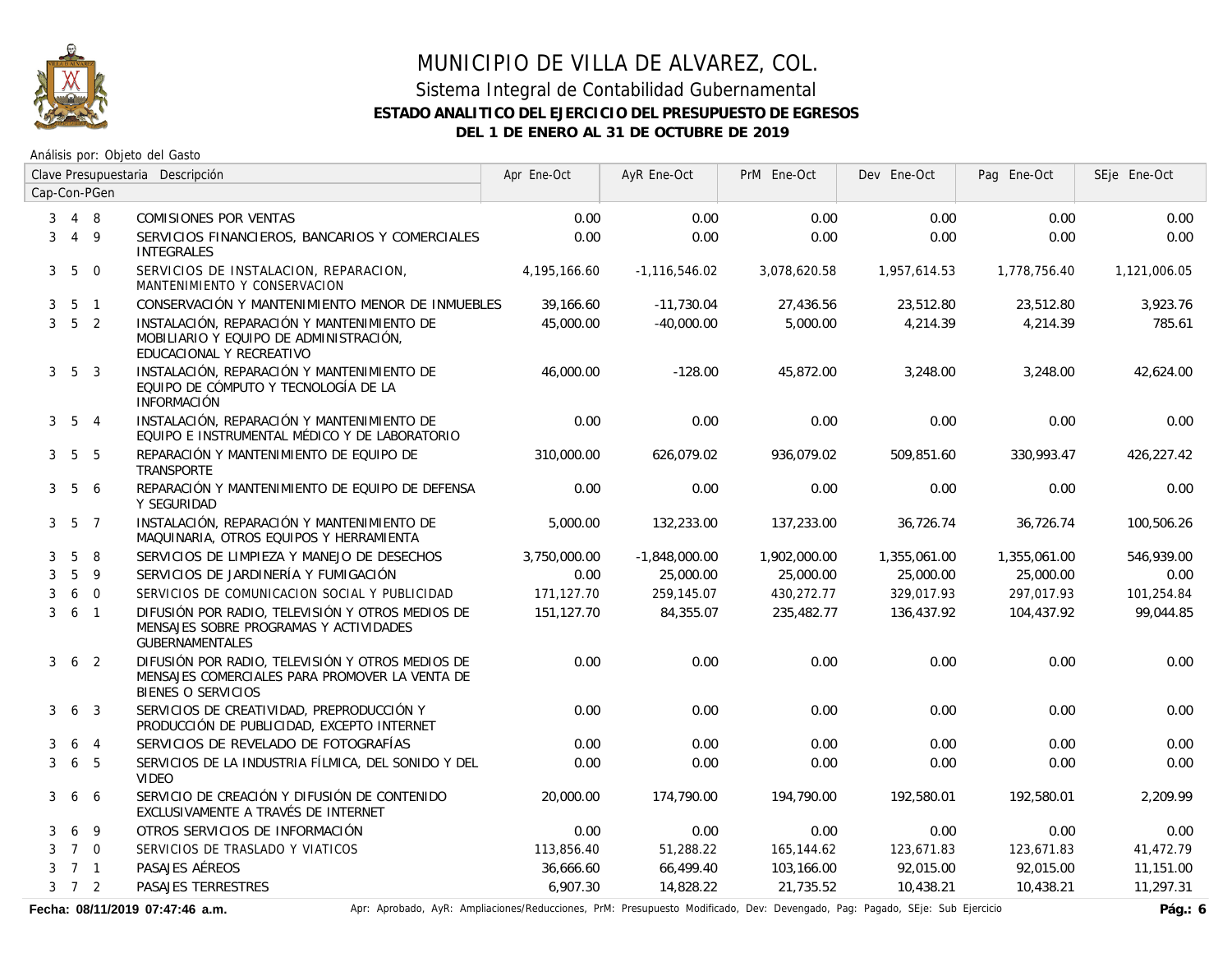# MUNICIPIO DE VILLA DE ALVAREZ, COL.

## Sistema Integral de Contabilidad Gubernamental

### ESTADO ANALITICO DEL EJERCICIO DEL PRESUPUESTO DE EGRESOS

### DEL 1 DE ENERO AL 31 DE OCTUBRE DE 2019

Análisis por: Objeto del Gasto

| Clave Presupuestaria Cap-Con-PGen | Descripción | Apr Ene-Oct | AyR Ene-Oct | PrM Ene-Oct | Dev Ene-Oct | Pag Ene-Oct | SEje Ene-Oct |
|---|---|---|---|---|---|---|---|
| 3 4 8 | COMISIONES POR VENTAS | 0.00 | 0.00 | 0.00 | 0.00 | 0.00 | 0.00 |
| 3 4 9 | SERVICIOS FINANCIEROS, BANCARIOS Y COMERCIALES INTEGRALES | 0.00 | 0.00 | 0.00 | 0.00 | 0.00 | 0.00 |
| 3 5 0 | SERVICIOS DE INSTALACION, REPARACION, MANTENIMIENTO Y CONSERVACION | 4,195,166.60 | -1,116,546.02 | 3,078,620.58 | 1,957,614.53 | 1,778,756.40 | 1,121,006.05 |
| 3 5 1 | CONSERVACIÓN Y MANTENIMIENTO MENOR DE INMUEBLES | 39,166.60 | -11,730.04 | 27,436.56 | 23,512.80 | 23,512.80 | 3,923.76 |
| 3 5 2 | INSTALACIÓN, REPARACIÓN Y MANTENIMIENTO DE MOBILIARIO Y EQUIPO DE ADMINISTRACIÓN, EDUCACIONAL Y RECREATIVO | 45,000.00 | -40,000.00 | 5,000.00 | 4,214.39 | 4,214.39 | 785.61 |
| 3 5 3 | INSTALACIÓN, REPARACIÓN Y MANTENIMIENTO DE EQUIPO DE CÓMPUTO Y TECNOLOGÍA DE LA INFORMACIÓN | 46,000.00 | -128.00 | 45,872.00 | 3,248.00 | 3,248.00 | 42,624.00 |
| 3 5 4 | INSTALACIÓN, REPARACIÓN Y MANTENIMIENTO DE EQUIPO E INSTRUMENTAL MÉDICO Y DE LABORATORIO | 0.00 | 0.00 | 0.00 | 0.00 | 0.00 | 0.00 |
| 3 5 5 | REPARACIÓN Y MANTENIMIENTO DE EQUIPO DE TRANSPORTE | 310,000.00 | 626,079.02 | 936,079.02 | 509,851.60 | 330,993.47 | 426,227.42 |
| 3 5 6 | REPARACIÓN Y MANTENIMIENTO DE EQUIPO DE DEFENSA Y SEGURIDAD | 0.00 | 0.00 | 0.00 | 0.00 | 0.00 | 0.00 |
| 3 5 7 | INSTALACIÓN, REPARACIÓN Y MANTENIMIENTO DE MAQUINARIA, OTROS EQUIPOS Y HERRAMIENTA | 5,000.00 | 132,233.00 | 137,233.00 | 36,726.74 | 36,726.74 | 100,506.26 |
| 3 5 8 | SERVICIOS DE LIMPIEZA Y MANEJO DE DESECHOS | 3,750,000.00 | -1,848,000.00 | 1,902,000.00 | 1,355,061.00 | 1,355,061.00 | 546,939.00 |
| 3 5 9 | SERVICIOS DE JARDINERÍA Y FUMIGACIÓN | 0.00 | 25,000.00 | 25,000.00 | 25,000.00 | 25,000.00 | 0.00 |
| 3 6 0 | SERVICIOS DE COMUNICACION SOCIAL Y PUBLICIDAD | 171,127.70 | 259,145.07 | 430,272.77 | 329,017.93 | 297,017.93 | 101,254.84 |
| 3 6 1 | DIFUSIÓN POR RADIO, TELEVISIÓN Y OTROS MEDIOS DE MENSAJES SOBRE PROGRAMAS Y ACTIVIDADES GUBERNAMENTALES | 151,127.70 | 84,355.07 | 235,482.77 | 136,437.92 | 104,437.92 | 99,044.85 |
| 3 6 2 | DIFUSIÓN POR RADIO, TELEVISIÓN Y OTROS MEDIOS DE MENSAJES COMERCIALES PARA PROMOVER LA VENTA DE BIENES O SERVICIOS | 0.00 | 0.00 | 0.00 | 0.00 | 0.00 | 0.00 |
| 3 6 3 | SERVICIOS DE CREATIVIDAD, PREPRODUCCIÓN Y PRODUCCIÓN DE PUBLICIDAD, EXCEPTO INTERNET | 0.00 | 0.00 | 0.00 | 0.00 | 0.00 | 0.00 |
| 3 6 4 | SERVICIOS DE REVELADO DE FOTOGRAFÍAS | 0.00 | 0.00 | 0.00 | 0.00 | 0.00 | 0.00 |
| 3 6 5 | SERVICIOS DE LA INDUSTRIA FÍLMICA, DEL SONIDO Y DEL VIDEO | 0.00 | 0.00 | 0.00 | 0.00 | 0.00 | 0.00 |
| 3 6 6 | SERVICIO DE CREACIÓN Y DIFUSIÓN DE CONTENIDO EXCLUSIVAMENTE A TRAVÉS DE INTERNET | 20,000.00 | 174,790.00 | 194,790.00 | 192,580.01 | 192,580.01 | 2,209.99 |
| 3 6 9 | OTROS SERVICIOS DE INFORMACIÓN | 0.00 | 0.00 | 0.00 | 0.00 | 0.00 | 0.00 |
| 3 7 0 | SERVICIOS DE TRASLADO Y VIATICOS | 113,856.40 | 51,288.22 | 165,144.62 | 123,671.83 | 123,671.83 | 41,472.79 |
| 3 7 1 | PASAJES AÉREOS | 36,666.60 | 66,499.40 | 103,166.00 | 92,015.00 | 92,015.00 | 11,151.00 |
| 3 7 2 | PASAJES TERRESTRES | 6,907.30 | 14,828.22 | 21,735.52 | 10,438.21 | 10,438.21 | 11,297.31 |

Fecha: 08/11/2019 07:47:46 a.m.

Apr: Aprobado, AyR: Ampliaciones/Reducciones, PrM: Presupuesto Modificado, Dev: Devengado, Pag: Pagado, SEje: Sub Ejercicio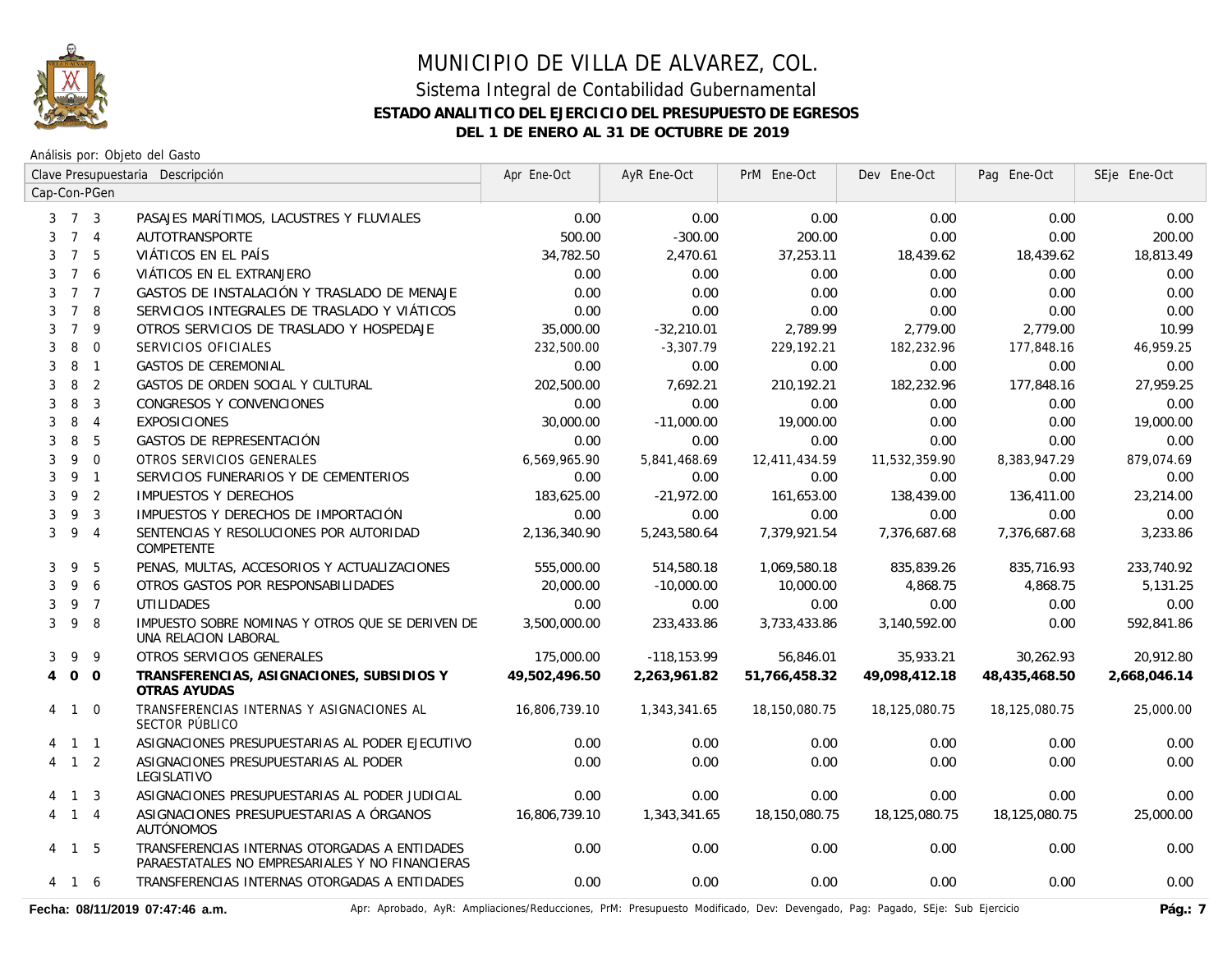# MUNICIPIO DE VILLA DE ALVAREZ, COL.

## Sistema Integral de Contabilidad Gubernamental

### ESTADO ANALITICO DEL EJERCICIO DEL PRESUPUESTO DE EGRESOS

### DEL 1 DE ENERO AL 31 DE OCTUBRE DE 2019

Análisis por: Objeto del Gasto

| Clave Presupuestaria Cap-Con-PGen | Descripción | Apr Ene-Oct | AyR Ene-Oct | PrM Ene-Oct | Dev Ene-Oct | Pag Ene-Oct | SEje Ene-Oct |
|---|---|---|---|---|---|---|---|
| 3 7 3 | PASAJES MARÍTIMOS, LACUSTRES Y FLUVIALES | 0.00 | 0.00 | 0.00 | 0.00 | 0.00 | 0.00 |
| 3 7 4 | AUTOTRANSPORTE | 500.00 | -300.00 | 200.00 | 0.00 | 0.00 | 200.00 |
| 3 7 5 | VIÁTICOS EN EL PAÍS | 34,782.50 | 2,470.61 | 37,253.11 | 18,439.62 | 18,439.62 | 18,813.49 |
| 3 7 6 | VIÁTICOS EN EL EXTRANJERO | 0.00 | 0.00 | 0.00 | 0.00 | 0.00 | 0.00 |
| 3 7 7 | GASTOS DE INSTALACIÓN Y TRASLADO DE MENAJE | 0.00 | 0.00 | 0.00 | 0.00 | 0.00 | 0.00 |
| 3 7 8 | SERVICIOS INTEGRALES DE TRASLADO Y VIÁTICOS | 0.00 | 0.00 | 0.00 | 0.00 | 0.00 | 0.00 |
| 3 7 9 | OTROS SERVICIOS DE TRASLADO Y HOSPEDAJE | 35,000.00 | -32,210.01 | 2,789.99 | 2,779.00 | 2,779.00 | 10.99 |
| 3 8 0 | SERVICIOS OFICIALES | 232,500.00 | -3,307.79 | 229,192.21 | 182,232.96 | 177,848.16 | 46,959.25 |
| 3 8 1 | GASTOS DE CEREMONIAL | 0.00 | 0.00 | 0.00 | 0.00 | 0.00 | 0.00 |
| 3 8 2 | GASTOS DE ORDEN SOCIAL Y CULTURAL | 202,500.00 | 7,692.21 | 210,192.21 | 182,232.96 | 177,848.16 | 27,959.25 |
| 3 8 3 | CONGRESOS Y CONVENCIONES | 0.00 | 0.00 | 0.00 | 0.00 | 0.00 | 0.00 |
| 3 8 4 | EXPOSICIONES | 30,000.00 | -11,000.00 | 19,000.00 | 0.00 | 0.00 | 19,000.00 |
| 3 8 5 | GASTOS DE REPRESENTACIÓN | 0.00 | 0.00 | 0.00 | 0.00 | 0.00 | 0.00 |
| 3 9 0 | OTROS SERVICIOS GENERALES | 6,569,965.90 | 5,841,468.69 | 12,411,434.59 | 11,532,359.90 | 8,383,947.29 | 879,074.69 |
| 3 9 1 | SERVICIOS FUNERARIOS Y DE CEMENTERIOS | 0.00 | 0.00 | 0.00 | 0.00 | 0.00 | 0.00 |
| 3 9 2 | IMPUESTOS Y DERECHOS | 183,625.00 | -21,972.00 | 161,653.00 | 138,439.00 | 136,411.00 | 23,214.00 |
| 3 9 3 | IMPUESTOS Y DERECHOS DE IMPORTACIÓN | 0.00 | 0.00 | 0.00 | 0.00 | 0.00 | 0.00 |
| 3 9 4 | SENTENCIAS Y RESOLUCIONES POR AUTORIDAD COMPETENTE | 2,136,340.90 | 5,243,580.64 | 7,379,921.54 | 7,376,687.68 | 7,376,687.68 | 3,233.86 |
| 3 9 5 | PENAS, MULTAS, ACCESORIOS Y ACTUALIZACIONES | 555,000.00 | 514,580.18 | 1,069,580.18 | 835,839.26 | 835,716.93 | 233,740.92 |
| 3 9 6 | OTROS GASTOS POR RESPONSABILIDADES | 20,000.00 | -10,000.00 | 10,000.00 | 4,868.75 | 4,868.75 | 5,131.25 |
| 3 9 7 | UTILIDADES | 0.00 | 0.00 | 0.00 | 0.00 | 0.00 | 0.00 |
| 3 9 8 | IMPUESTO SOBRE NOMINAS Y OTROS QUE SE DERIVEN DE UNA RELACION LABORAL | 3,500,000.00 | 233,433.86 | 3,733,433.86 | 3,140,592.00 | 0.00 | 592,841.86 |
| 3 9 9 | OTROS SERVICIOS GENERALES | 175,000.00 | -118,153.99 | 56,846.01 | 35,933.21 | 30,262.93 | 20,912.80 |
| **4 0 0** | **TRANSFERENCIAS, ASIGNACIONES, SUBSIDIOS Y OTRAS AYUDAS** | **49,502,496.50** | **2,263,961.82** | **51,766,458.32** | **49,098,412.18** | **48,435,468.50** | **2,668,046.14** |
| 4 1 0 | TRANSFERENCIAS INTERNAS Y ASIGNACIONES AL SECTOR PÚBLICO | 16,806,739.10 | 1,343,341.65 | 18,150,080.75 | 18,125,080.75 | 18,125,080.75 | 25,000.00 |
| 4 1 1 | ASIGNACIONES PRESUPUESTARIAS AL PODER EJECUTIVO | 0.00 | 0.00 | 0.00 | 0.00 | 0.00 | 0.00 |
| 4 1 2 | ASIGNACIONES PRESUPUESTARIAS AL PODER LEGISLATIVO | 0.00 | 0.00 | 0.00 | 0.00 | 0.00 | 0.00 |
| 4 1 3 | ASIGNACIONES PRESUPUESTARIAS AL PODER JUDICIAL | 0.00 | 0.00 | 0.00 | 0.00 | 0.00 | 0.00 |
| 4 1 4 | ASIGNACIONES PRESUPUESTARIAS A ÓRGANOS AUTÓNOMOS | 16,806,739.10 | 1,343,341.65 | 18,150,080.75 | 18,125,080.75 | 18,125,080.75 | 25,000.00 |
| 4 1 5 | TRANSFERENCIAS INTERNAS OTORGADAS A ENTIDADES PARAESTATALES NO EMPRESARIALES Y NO FINANCIERAS | 0.00 | 0.00 | 0.00 | 0.00 | 0.00 | 0.00 |
| 4 1 6 | TRANSFERENCIAS INTERNAS OTORGADAS A ENTIDADES | 0.00 | 0.00 | 0.00 | 0.00 | 0.00 | 0.00 |

Fecha: 08/11/2019 07:47:46 a.m.

Apr: Aprobado, AyR: Ampliaciones/Reducciones, PrM: Presupuesto Modificado, Dev: Devengado, Pag: Pagado, SEje: Sub Ejercicio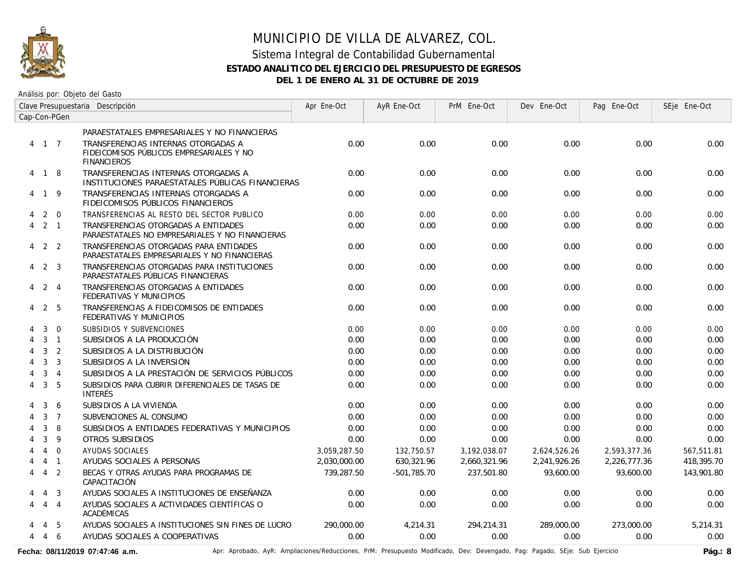# MUNICIPIO DE VILLA DE ALVAREZ, COL.

## Sistema Integral de Contabilidad Gubernamental

**ESTADO ANALITICO DEL EJERCICIO DEL PRESUPUESTO DE EGRESOS**

**DEL 1 DE ENERO AL 31 DE OCTUBRE DE 2019**

Análisis por: Objeto del Gasto

| Clave Presupuestaria Cap-Con-PGen | Descripción | Apr Ene-Oct | AyR Ene-Oct | PrM Ene-Oct | Dev Ene-Oct | Pag Ene-Oct | SEje Ene-Oct |
|---|---|---|---|---|---|---|---|
| | PARAESTATALES EMPRESARIALES Y NO FINANCIERAS | | | | | | |
| 4 1 7 | TRANSFERENCIAS INTERNAS OTORGADAS A FIDEICOMISOS PÚBLICOS EMPRESARIALES Y NO FINANCIEROS | 0.00 | 0.00 | 0.00 | 0.00 | 0.00 | 0.00 |
| 4 1 8 | TRANSFERENCIAS INTERNAS OTORGADAS A INSTITUCIONES PARAESTATALES PÚBLICAS FINANCIERAS | 0.00 | 0.00 | 0.00 | 0.00 | 0.00 | 0.00 |
| 4 1 9 | TRANSFERENCIAS INTERNAS OTORGADAS A FIDEICOMISOS PÚBLICOS FINANCIEROS | 0.00 | 0.00 | 0.00 | 0.00 | 0.00 | 0.00 |
| 4 2 0 | TRANSFERENCIAS AL RESTO DEL SECTOR PUBLICO | 0.00 | 0.00 | 0.00 | 0.00 | 0.00 | 0.00 |
| 4 2 1 | TRANSFERENCIAS OTORGADAS A ENTIDADES PARAESTATALES NO EMPRESARIALES Y NO FINANCIERAS | 0.00 | 0.00 | 0.00 | 0.00 | 0.00 | 0.00 |
| 4 2 2 | TRANSFERENCIAS OTORGADAS PARA ENTIDADES PARAESTATALES EMPRESARIALES Y NO FINANCIERAS | 0.00 | 0.00 | 0.00 | 0.00 | 0.00 | 0.00 |
| 4 2 3 | TRANSFERENCIAS OTORGADAS PARA INSTITUCIONES PARAESTATALES PÚBLICAS FINANCIERAS | 0.00 | 0.00 | 0.00 | 0.00 | 0.00 | 0.00 |
| 4 2 4 | TRANSFERENCIAS OTORGADAS A ENTIDADES FEDERATIVAS Y MUNICIPIOS | 0.00 | 0.00 | 0.00 | 0.00 | 0.00 | 0.00 |
| 4 2 5 | TRANSFERENCIAS A FIDEICOMISOS DE ENTIDADES FEDERATIVAS Y MUNICIPIOS | 0.00 | 0.00 | 0.00 | 0.00 | 0.00 | 0.00 |
| 4 3 0 | SUBSIDIOS Y SUBVENCIONES | 0.00 | 0.00 | 0.00 | 0.00 | 0.00 | 0.00 |
| 4 3 1 | SUBSIDIOS A LA PRODUCCIÓN | 0.00 | 0.00 | 0.00 | 0.00 | 0.00 | 0.00 |
| 4 3 2 | SUBSIDIOS A LA DISTRIBUCIÓN | 0.00 | 0.00 | 0.00 | 0.00 | 0.00 | 0.00 |
| 4 3 3 | SUBSIDIOS A LA INVERSIÓN | 0.00 | 0.00 | 0.00 | 0.00 | 0.00 | 0.00 |
| 4 3 4 | SUBSIDIOS A LA PRESTACIÓN DE SERVICIOS PÚBLICOS | 0.00 | 0.00 | 0.00 | 0.00 | 0.00 | 0.00 |
| 4 3 5 | SUBSIDIOS PARA CUBRIR DIFERENCIALES DE TASAS DE INTERÉS | 0.00 | 0.00 | 0.00 | 0.00 | 0.00 | 0.00 |
| 4 3 6 | SUBSIDIOS A LA VIVIENDA | 0.00 | 0.00 | 0.00 | 0.00 | 0.00 | 0.00 |
| 4 3 7 | SUBVENCIONES AL CONSUMO | 0.00 | 0.00 | 0.00 | 0.00 | 0.00 | 0.00 |
| 4 3 8 | SUBSIDIOS A ENTIDADES FEDERATIVAS Y MUNICIPIOS | 0.00 | 0.00 | 0.00 | 0.00 | 0.00 | 0.00 |
| 4 3 9 | OTROS SUBSIDIOS | 0.00 | 0.00 | 0.00 | 0.00 | 0.00 | 0.00 |
| 4 4 0 | AYUDAS SOCIALES | 3,059,287.50 | 132,750.57 | 3,192,038.07 | 2,624,526.26 | 2,593,377.36 | 567,511.81 |
| 4 4 1 | AYUDAS SOCIALES A PERSONAS | 2,030,000.00 | 630,321.96 | 2,660,321.96 | 2,241,926.26 | 2,226,777.36 | 418,395.70 |
| 4 4 2 | BECAS Y OTRAS AYUDAS PARA PROGRAMAS DE CAPACITACIÓN | 739,287.50 | -501,785.70 | 237,501.80 | 93,600.00 | 93,600.00 | 143,901.80 |
| 4 4 3 | AYUDAS SOCIALES A INSTITUCIONES DE ENSEÑANZA | 0.00 | 0.00 | 0.00 | 0.00 | 0.00 | 0.00 |
| 4 4 4 | AYUDAS SOCIALES A ACTIVIDADES CIENTÍFICAS O ACADÉMICAS | 0.00 | 0.00 | 0.00 | 0.00 | 0.00 | 0.00 |
| 4 4 5 | AYUDAS SOCIALES A INSTITUCIONES SIN FINES DE LUCRO | 290,000.00 | 4,214.31 | 294,214.31 | 289,000.00 | 273,000.00 | 5,214.31 |
| 4 4 6 | AYUDAS SOCIALES A COOPERATIVAS | 0.00 | 0.00 | 0.00 | 0.00 | 0.00 | 0.00 |

**Fecha: 08/11/2019 07:47:46 a.m.** Apr: Aprobado, AyR: Ampliaciones/Reducciones, PrM: Presupuesto Modificado, Dev: Devengado, Pag: Pagado, SEje: Sub Ejercicio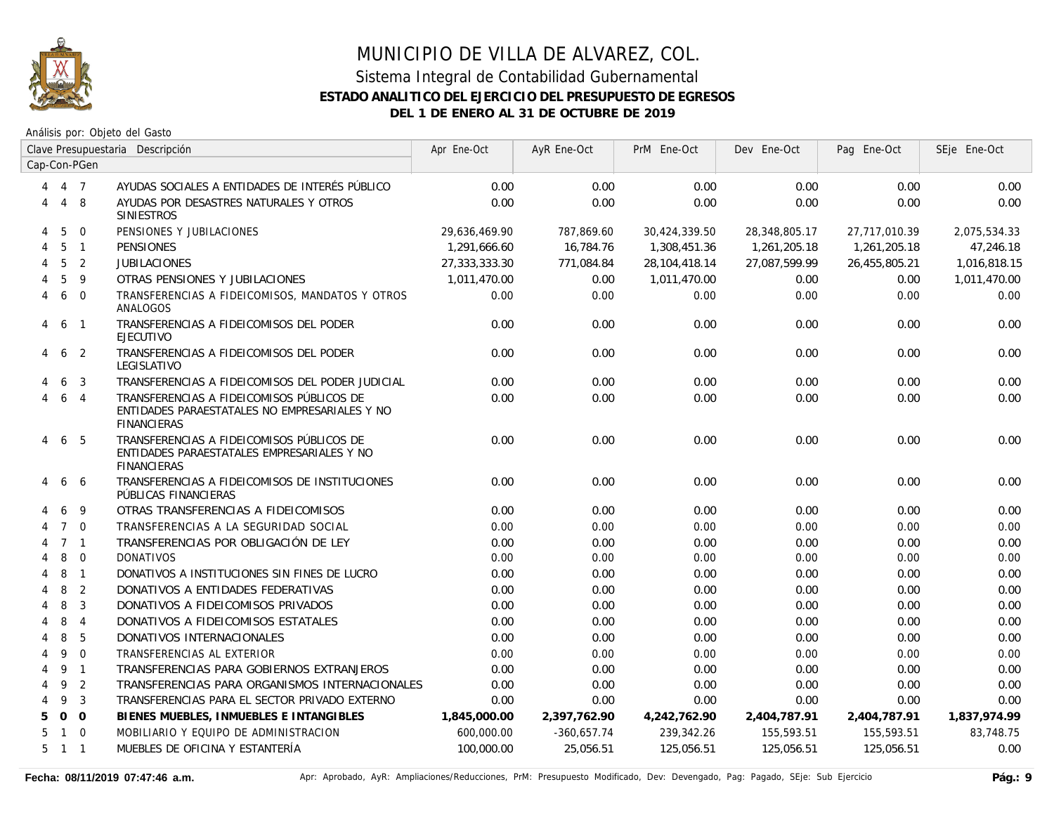# MUNICIPIO DE VILLA DE ALVAREZ, COL.

## Sistema Integral de Contabilidad Gubernamental

### ESTADO ANALITICO DEL EJERCICIO DEL PRESUPUESTO DE EGRESOS

### DEL 1 DE ENERO AL 31 DE OCTUBRE DE 2019

Análisis por: Objeto del Gasto

| Clave Presupuestaria Cap-Con-PGen | Descripción | Apr Ene-Oct | AyR Ene-Oct | PrM Ene-Oct | Dev Ene-Oct | Pag Ene-Oct | SEje Ene-Oct |
|---|---|---|---|---|---|---|---|
| 4 4 7 | AYUDAS SOCIALES A ENTIDADES DE INTERÉS PÚBLICO | 0.00 | 0.00 | 0.00 | 0.00 | 0.00 | 0.00 |
| 4 4 8 | AYUDAS POR DESASTRES NATURALES Y OTROS SINIESTROS | 0.00 | 0.00 | 0.00 | 0.00 | 0.00 | 0.00 |
| 4 5 0 | PENSIONES Y JUBILACIONES | 29,636,469.90 | 787,869.60 | 30,424,339.50 | 28,348,805.17 | 27,717,010.39 | 2,075,534.33 |
| 4 5 1 | PENSIONES | 1,291,666.60 | 16,784.76 | 1,308,451.36 | 1,261,205.18 | 1,261,205.18 | 47,246.18 |
| 4 5 2 | JUBILACIONES | 27,333,333.30 | 771,084.84 | 28,104,418.14 | 27,087,599.99 | 26,455,805.21 | 1,016,818.15 |
| 4 5 9 | OTRAS PENSIONES Y JUBILACIONES | 1,011,470.00 | 0.00 | 1,011,470.00 | 0.00 | 0.00 | 1,011,470.00 |
| 4 6 0 | TRANSFERENCIAS A FIDEICOMISOS, MANDATOS Y OTROS ANALOGOS | 0.00 | 0.00 | 0.00 | 0.00 | 0.00 | 0.00 |
| 4 6 1 | TRANSFERENCIAS A FIDEICOMISOS DEL PODER EJECUTIVO | 0.00 | 0.00 | 0.00 | 0.00 | 0.00 | 0.00 |
| 4 6 2 | TRANSFERENCIAS A FIDEICOMISOS DEL PODER LEGISLATIVO | 0.00 | 0.00 | 0.00 | 0.00 | 0.00 | 0.00 |
| 4 6 3 | TRANSFERENCIAS A FIDEICOMISOS DEL PODER JUDICIAL | 0.00 | 0.00 | 0.00 | 0.00 | 0.00 | 0.00 |
| 4 6 4 | TRANSFERENCIAS A FIDEICOMISOS PÚBLICOS DE ENTIDADES PARAESTATALES NO EMPRESARIALES Y NO FINANCIERAS | 0.00 | 0.00 | 0.00 | 0.00 | 0.00 | 0.00 |
| 4 6 5 | TRANSFERENCIAS A FIDEICOMISOS PÚBLICOS DE ENTIDADES PARAESTATALES EMPRESARIALES Y NO FINANCIERAS | 0.00 | 0.00 | 0.00 | 0.00 | 0.00 | 0.00 |
| 4 6 6 | TRANSFERENCIAS A FIDEICOMISOS DE INSTITUCIONES PÚBLICAS FINANCIERAS | 0.00 | 0.00 | 0.00 | 0.00 | 0.00 | 0.00 |
| 4 6 9 | OTRAS TRANSFERENCIAS A FIDEICOMISOS | 0.00 | 0.00 | 0.00 | 0.00 | 0.00 | 0.00 |
| 4 7 0 | TRANSFERENCIAS A LA SEGURIDAD SOCIAL | 0.00 | 0.00 | 0.00 | 0.00 | 0.00 | 0.00 |
| 4 7 1 | TRANSFERENCIAS POR OBLIGACIÓN DE LEY | 0.00 | 0.00 | 0.00 | 0.00 | 0.00 | 0.00 |
| 4 8 0 | DONATIVOS | 0.00 | 0.00 | 0.00 | 0.00 | 0.00 | 0.00 |
| 4 8 1 | DONATIVOS A INSTITUCIONES SIN FINES DE LUCRO | 0.00 | 0.00 | 0.00 | 0.00 | 0.00 | 0.00 |
| 4 8 2 | DONATIVOS A ENTIDADES FEDERATIVAS | 0.00 | 0.00 | 0.00 | 0.00 | 0.00 | 0.00 |
| 4 8 3 | DONATIVOS A FIDEICOMISOS PRIVADOS | 0.00 | 0.00 | 0.00 | 0.00 | 0.00 | 0.00 |
| 4 8 4 | DONATIVOS A FIDEICOMISOS ESTATALES | 0.00 | 0.00 | 0.00 | 0.00 | 0.00 | 0.00 |
| 4 8 5 | DONATIVOS INTERNACIONALES | 0.00 | 0.00 | 0.00 | 0.00 | 0.00 | 0.00 |
| 4 9 0 | TRANSFERENCIAS AL EXTERIOR | 0.00 | 0.00 | 0.00 | 0.00 | 0.00 | 0.00 |
| 4 9 1 | TRANSFERENCIAS PARA GOBIERNOS EXTRANJEROS | 0.00 | 0.00 | 0.00 | 0.00 | 0.00 | 0.00 |
| 4 9 2 | TRANSFERENCIAS PARA ORGANISMOS INTERNACIONALES | 0.00 | 0.00 | 0.00 | 0.00 | 0.00 | 0.00 |
| 4 9 3 | TRANSFERENCIAS PARA EL SECTOR PRIVADO EXTERNO | 0.00 | 0.00 | 0.00 | 0.00 | 0.00 | 0.00 |
| **5 0 0** | **BIENES MUEBLES, INMUEBLES E INTANGIBLES** | **1,845,000.00** | **2,397,762.90** | **4,242,762.90** | **2,404,787.91** | **2,404,787.91** | **1,837,974.99** |
| 5 1 0 | MOBILIARIO Y EQUIPO DE ADMINISTRACION | 600,000.00 | -360,657.74 | 239,342.26 | 155,593.51 | 155,593.51 | 83,748.75 |
| 5 1 1 | MUEBLES DE OFICINA Y ESTANTERÍA | 100,000.00 | 25,056.51 | 125,056.51 | 125,056.51 | 125,056.51 | 0.00 |

Fecha: 08/11/2019 07:47:46 a.m.

Apr: Aprobado, AyR: Ampliaciones/Reducciones, PrM: Presupuesto Modificado, Dev: Devengado, Pag: Pagado, SEje: Sub Ejercicio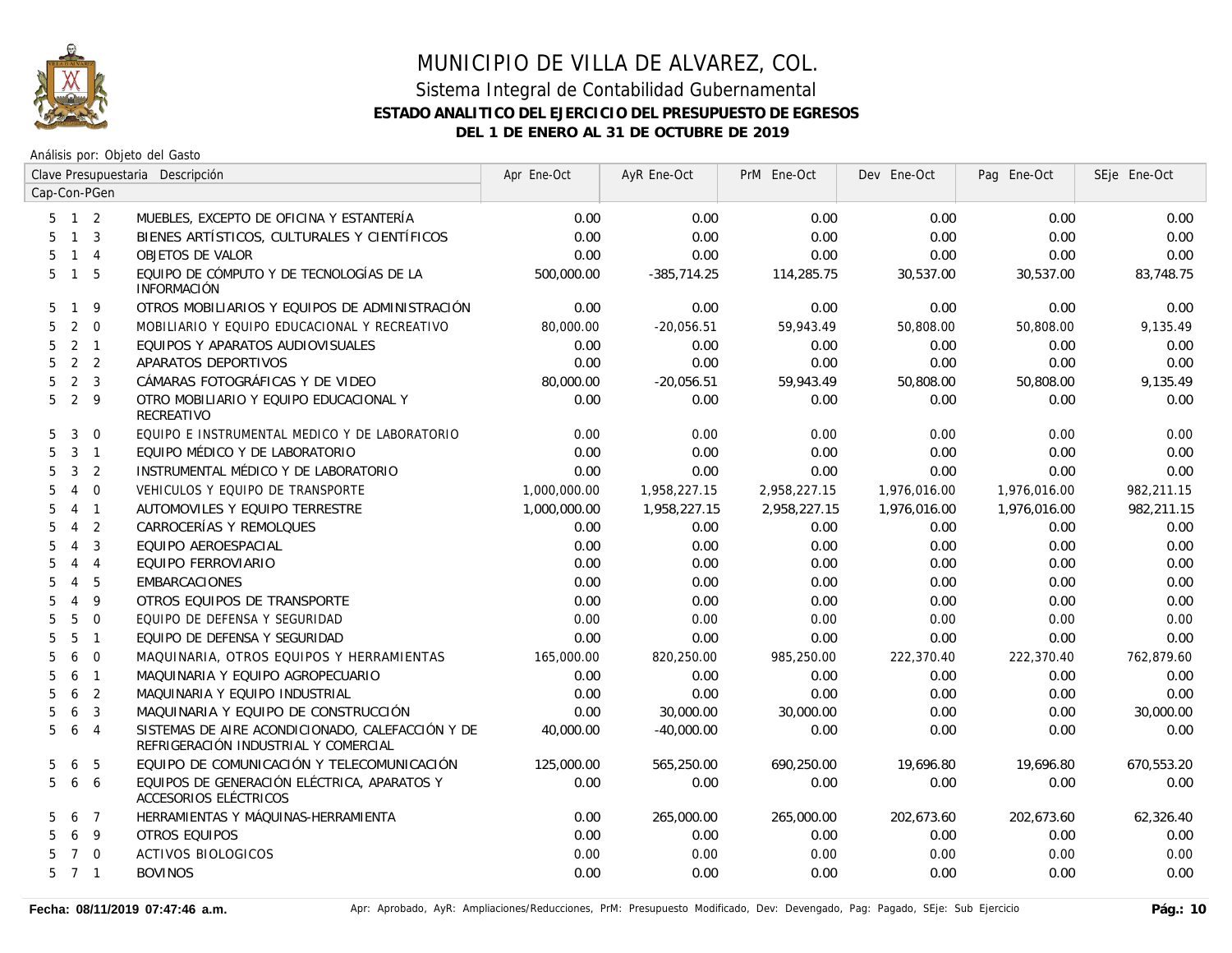# MUNICIPIO DE VILLA DE ALVAREZ, COL.

## Sistema Integral de Contabilidad Gubernamental

### ESTADO ANALITICO DEL EJERCICIO DEL PRESUPUESTO DE EGRESOS

### DEL 1 DE ENERO AL 31 DE OCTUBRE DE 2019

Análisis por: Objeto del Gasto

| Clave Presupuestaria Cap-Con-PGen | Descripción | Apr Ene-Oct | AyR Ene-Oct | PrM Ene-Oct | Dev Ene-Oct | Pag Ene-Oct | SEje Ene-Oct |
|---|---|---|---|---|---|---|---|
| 5 1 2 | MUEBLES, EXCEPTO DE OFICINA Y ESTANTERÍA | 0.00 | 0.00 | 0.00 | 0.00 | 0.00 | 0.00 |
| 5 1 3 | BIENES ARTÍSTICOS, CULTURALES Y CIENTÍFICOS | 0.00 | 0.00 | 0.00 | 0.00 | 0.00 | 0.00 |
| 5 1 4 | OBJETOS DE VALOR | 0.00 | 0.00 | 0.00 | 0.00 | 0.00 | 0.00 |
| 5 1 5 | EQUIPO DE CÓMPUTO Y DE TECNOLOGÍAS DE LA INFORMACIÓN | 500,000.00 | -385,714.25 | 114,285.75 | 30,537.00 | 30,537.00 | 83,748.75 |
| 5 1 9 | OTROS MOBILIARIOS Y EQUIPOS DE ADMINISTRACIÓN | 0.00 | 0.00 | 0.00 | 0.00 | 0.00 | 0.00 |
| 5 2 0 | MOBILIARIO Y EQUIPO EDUCACIONAL Y RECREATIVO | 80,000.00 | -20,056.51 | 59,943.49 | 50,808.00 | 50,808.00 | 9,135.49 |
| 5 2 1 | EQUIPOS Y APARATOS AUDIOVISUALES | 0.00 | 0.00 | 0.00 | 0.00 | 0.00 | 0.00 |
| 5 2 2 | APARATOS DEPORTIVOS | 0.00 | 0.00 | 0.00 | 0.00 | 0.00 | 0.00 |
| 5 2 3 | CÁMARAS FOTOGRÁFICAS Y DE VIDEO | 80,000.00 | -20,056.51 | 59,943.49 | 50,808.00 | 50,808.00 | 9,135.49 |
| 5 2 9 | OTRO MOBILIARIO Y EQUIPO EDUCACIONAL Y RECREATIVO | 0.00 | 0.00 | 0.00 | 0.00 | 0.00 | 0.00 |
| 5 3 0 | EQUIPO E INSTRUMENTAL MEDICO Y DE LABORATORIO | 0.00 | 0.00 | 0.00 | 0.00 | 0.00 | 0.00 |
| 5 3 1 | EQUIPO MÉDICO Y DE LABORATORIO | 0.00 | 0.00 | 0.00 | 0.00 | 0.00 | 0.00 |
| 5 3 2 | INSTRUMENTAL MÉDICO Y DE LABORATORIO | 0.00 | 0.00 | 0.00 | 0.00 | 0.00 | 0.00 |
| 5 4 0 | VEHICULOS Y EQUIPO DE TRANSPORTE | 1,000,000.00 | 1,958,227.15 | 2,958,227.15 | 1,976,016.00 | 1,976,016.00 | 982,211.15 |
| 5 4 1 | AUTOMOVILES Y EQUIPO TERRESTRE | 1,000,000.00 | 1,958,227.15 | 2,958,227.15 | 1,976,016.00 | 1,976,016.00 | 982,211.15 |
| 5 4 2 | CARROCERÍAS Y REMOLQUES | 0.00 | 0.00 | 0.00 | 0.00 | 0.00 | 0.00 |
| 5 4 3 | EQUIPO AEROESPACIAL | 0.00 | 0.00 | 0.00 | 0.00 | 0.00 | 0.00 |
| 5 4 4 | EQUIPO FERROVIARIO | 0.00 | 0.00 | 0.00 | 0.00 | 0.00 | 0.00 |
| 5 4 5 | EMBARCACIONES | 0.00 | 0.00 | 0.00 | 0.00 | 0.00 | 0.00 |
| 5 4 9 | OTROS EQUIPOS DE TRANSPORTE | 0.00 | 0.00 | 0.00 | 0.00 | 0.00 | 0.00 |
| 5 5 0 | EQUIPO DE DEFENSA Y SEGURIDAD | 0.00 | 0.00 | 0.00 | 0.00 | 0.00 | 0.00 |
| 5 5 1 | EQUIPO DE DEFENSA Y SEGURIDAD | 0.00 | 0.00 | 0.00 | 0.00 | 0.00 | 0.00 |
| 5 6 0 | MAQUINARIA, OTROS EQUIPOS Y HERRAMIENTAS | 165,000.00 | 820,250.00 | 985,250.00 | 222,370.40 | 222,370.40 | 762,879.60 |
| 5 6 1 | MAQUINARIA Y EQUIPO AGROPECUARIO | 0.00 | 0.00 | 0.00 | 0.00 | 0.00 | 0.00 |
| 5 6 2 | MAQUINARIA Y EQUIPO INDUSTRIAL | 0.00 | 0.00 | 0.00 | 0.00 | 0.00 | 0.00 |
| 5 6 3 | MAQUINARIA Y EQUIPO DE CONSTRUCCIÓN | 0.00 | 30,000.00 | 30,000.00 | 0.00 | 0.00 | 30,000.00 |
| 5 6 4 | SISTEMAS DE AIRE ACONDICIONADO, CALEFACCIÓN Y DE REFRIGERACIÓN INDUSTRIAL Y COMERCIAL | 40,000.00 | -40,000.00 | 0.00 | 0.00 | 0.00 | 0.00 |
| 5 6 5 | EQUIPO DE COMUNICACIÓN Y TELECOMUNICACIÓN | 125,000.00 | 565,250.00 | 690,250.00 | 19,696.80 | 19,696.80 | 670,553.20 |
| 5 6 6 | EQUIPOS DE GENERACIÓN ELÉCTRICA, APARATOS Y ACCESORIOS ELÉCTRICOS | 0.00 | 0.00 | 0.00 | 0.00 | 0.00 | 0.00 |
| 5 6 7 | HERRAMIENTAS Y MÁQUINAS-HERRAMIENTA | 0.00 | 265,000.00 | 265,000.00 | 202,673.60 | 202,673.60 | 62,326.40 |
| 5 6 9 | OTROS EQUIPOS | 0.00 | 0.00 | 0.00 | 0.00 | 0.00 | 0.00 |
| 5 7 0 | ACTIVOS BIOLOGICOS | 0.00 | 0.00 | 0.00 | 0.00 | 0.00 | 0.00 |
| 5 7 1 | BOVINOS | 0.00 | 0.00 | 0.00 | 0.00 | 0.00 | 0.00 |

Fecha: 08/11/2019 07:47:46 a.m.

Apr: Aprobado, AyR: Ampliaciones/Reducciones, PrM: Presupuesto Modificado, Dev: Devengado, Pag: Pagado, SEje: Sub Ejercicio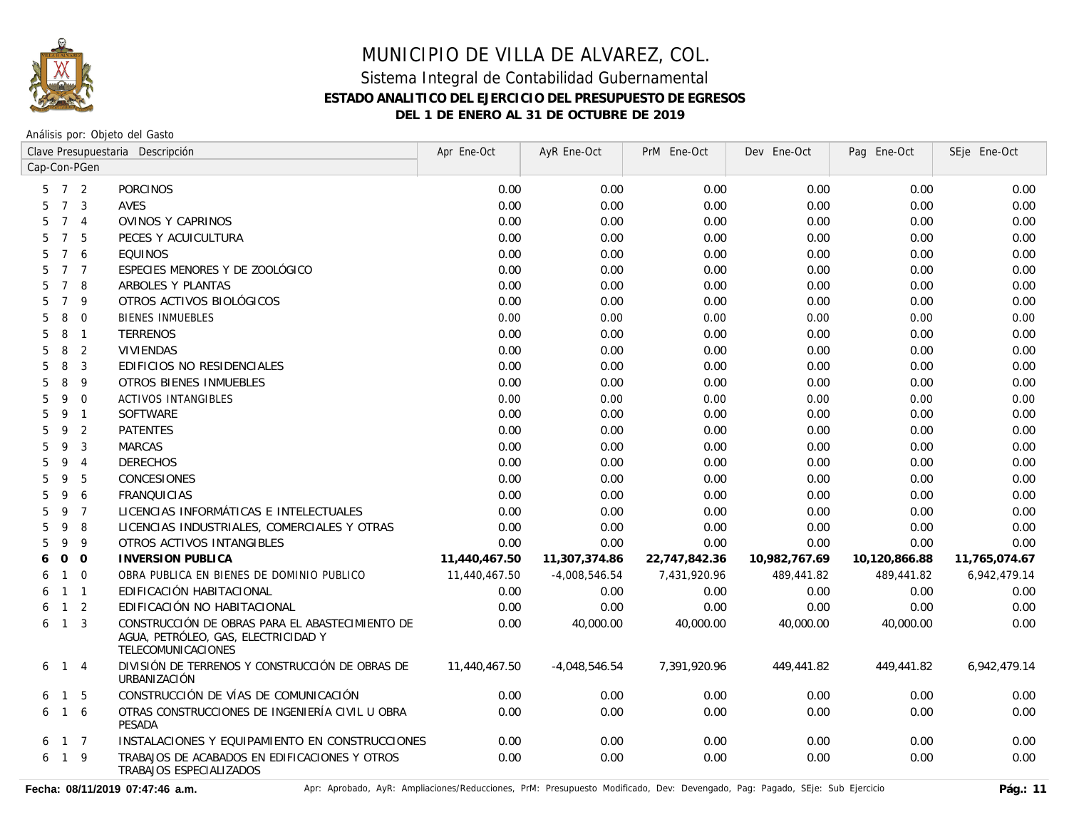# MUNICIPIO DE VILLA DE ALVAREZ, COL.

## Sistema Integral de Contabilidad Gubernamental

### ESTADO ANALITICO DEL EJERCICIO DEL PRESUPUESTO DE EGRESOS

### DEL 1 DE ENERO AL 31 DE OCTUBRE DE 2019

Análisis por: Objeto del Gasto

| Clave Presupuestaria Cap-Con-PGen | Descripción | Apr Ene-Oct | AyR Ene-Oct | PrM Ene-Oct | Dev Ene-Oct | Pag Ene-Oct | SEje Ene-Oct |
|---|---|---|---|---|---|---|---|
| 5 7 2 | PORCINOS | 0.00 | 0.00 | 0.00 | 0.00 | 0.00 | 0.00 |
| 5 7 3 | AVES | 0.00 | 0.00 | 0.00 | 0.00 | 0.00 | 0.00 |
| 5 7 4 | OVINOS Y CAPRINOS | 0.00 | 0.00 | 0.00 | 0.00 | 0.00 | 0.00 |
| 5 7 5 | PECES Y ACUICULTURA | 0.00 | 0.00 | 0.00 | 0.00 | 0.00 | 0.00 |
| 5 7 6 | EQUINOS | 0.00 | 0.00 | 0.00 | 0.00 | 0.00 | 0.00 |
| 5 7 7 | ESPECIES MENORES Y DE ZOOLÓGICO | 0.00 | 0.00 | 0.00 | 0.00 | 0.00 | 0.00 |
| 5 7 8 | ARBOLES Y PLANTAS | 0.00 | 0.00 | 0.00 | 0.00 | 0.00 | 0.00 |
| 5 7 9 | OTROS ACTIVOS BIOLÓGICOS | 0.00 | 0.00 | 0.00 | 0.00 | 0.00 | 0.00 |
| 5 8 0 | BIENES INMUEBLES | 0.00 | 0.00 | 0.00 | 0.00 | 0.00 | 0.00 |
| 5 8 1 | TERRENOS | 0.00 | 0.00 | 0.00 | 0.00 | 0.00 | 0.00 |
| 5 8 2 | VIVIENDAS | 0.00 | 0.00 | 0.00 | 0.00 | 0.00 | 0.00 |
| 5 8 3 | EDIFICIOS NO RESIDENCIALES | 0.00 | 0.00 | 0.00 | 0.00 | 0.00 | 0.00 |
| 5 8 9 | OTROS BIENES INMUEBLES | 0.00 | 0.00 | 0.00 | 0.00 | 0.00 | 0.00 |
| 5 9 0 | ACTIVOS INTANGIBLES | 0.00 | 0.00 | 0.00 | 0.00 | 0.00 | 0.00 |
| 5 9 1 | SOFTWARE | 0.00 | 0.00 | 0.00 | 0.00 | 0.00 | 0.00 |
| 5 9 2 | PATENTES | 0.00 | 0.00 | 0.00 | 0.00 | 0.00 | 0.00 |
| 5 9 3 | MARCAS | 0.00 | 0.00 | 0.00 | 0.00 | 0.00 | 0.00 |
| 5 9 4 | DERECHOS | 0.00 | 0.00 | 0.00 | 0.00 | 0.00 | 0.00 |
| 5 9 5 | CONCESIONES | 0.00 | 0.00 | 0.00 | 0.00 | 0.00 | 0.00 |
| 5 9 6 | FRANQUICIAS | 0.00 | 0.00 | 0.00 | 0.00 | 0.00 | 0.00 |
| 5 9 7 | LICENCIAS INFORMÁTICAS E INTELECTUALES | 0.00 | 0.00 | 0.00 | 0.00 | 0.00 | 0.00 |
| 5 9 8 | LICENCIAS INDUSTRIALES, COMERCIALES Y OTRAS | 0.00 | 0.00 | 0.00 | 0.00 | 0.00 | 0.00 |
| 5 9 9 | OTROS ACTIVOS INTANGIBLES | 0.00 | 0.00 | 0.00 | 0.00 | 0.00 | 0.00 |
| **6 0 0** | **INVERSION PUBLICA** | **11,440,467.50** | **11,307,374.86** | **22,747,842.36** | **10,982,767.69** | **10,120,866.88** | **11,765,074.67** |
| 6 1 0 | OBRA PUBLICA EN BIENES DE DOMINIO PUBLICO | 11,440,467.50 | -4,008,546.54 | 7,431,920.96 | 489,441.82 | 489,441.82 | 6,942,479.14 |
| 6 1 1 | EDIFICACIÓN HABITACIONAL | 0.00 | 0.00 | 0.00 | 0.00 | 0.00 | 0.00 |
| 6 1 2 | EDIFICACIÓN NO HABITACIONAL | 0.00 | 0.00 | 0.00 | 0.00 | 0.00 | 0.00 |
| 6 1 3 | CONSTRUCCIÓN DE OBRAS PARA EL ABASTECIMIENTO DE AGUA, PETRÓLEO, GAS, ELECTRICIDAD Y TELECOMUNICACIONES | 0.00 | 40,000.00 | 40,000.00 | 40,000.00 | 40,000.00 | 0.00 |
| 6 1 4 | DIVISIÓN DE TERRENOS Y CONSTRUCCIÓN DE OBRAS DE URBANIZACIÓN | 11,440,467.50 | -4,048,546.54 | 7,391,920.96 | 449,441.82 | 449,441.82 | 6,942,479.14 |
| 6 1 5 | CONSTRUCCIÓN DE VÍAS DE COMUNICACIÓN | 0.00 | 0.00 | 0.00 | 0.00 | 0.00 | 0.00 |
| 6 1 6 | OTRAS CONSTRUCCIONES DE INGENIERÍA CIVIL U OBRA PESADA | 0.00 | 0.00 | 0.00 | 0.00 | 0.00 | 0.00 |
| 6 1 7 | INSTALACIONES Y EQUIPAMIENTO EN CONSTRUCCIONES | 0.00 | 0.00 | 0.00 | 0.00 | 0.00 | 0.00 |
| 6 1 9 | TRABAJOS DE ACABADOS EN EDIFICACIONES Y OTROS TRABAJOS ESPECIALIZADOS | 0.00 | 0.00 | 0.00 | 0.00 | 0.00 | 0.00 |

**Fecha: 08/11/2019 07:47:46 a.m.** Apr: Aprobado, AyR: Ampliaciones/Reducciones, PrM: Presupuesto Modificado, Dev: Devengado, Pag: Pagado, SEje: Sub Ejercicio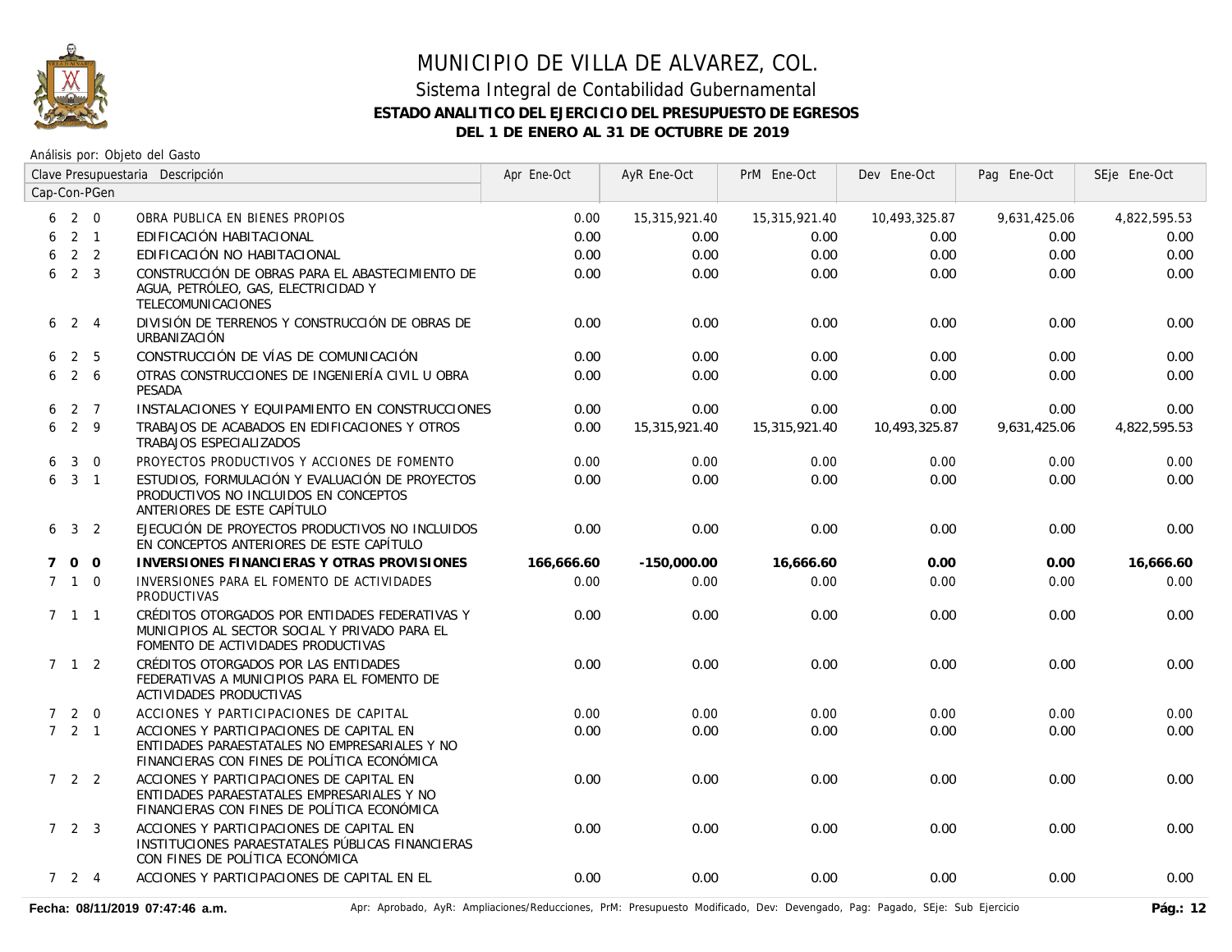# MUNICIPIO DE VILLA DE ALVAREZ, COL.

## Sistema Integral de Contabilidad Gubernamental

### ESTADO ANALITICO DEL EJERCICIO DEL PRESUPUESTO DE EGRESOS

### DEL 1 DE ENERO AL 31 DE OCTUBRE DE 2019

Análisis por: Objeto del Gasto

| Clave Presupuestaria Cap-Con-PGen | Descripción | Apr Ene-Oct | AyR Ene-Oct | PrM Ene-Oct | Dev Ene-Oct | Pag Ene-Oct | SEje Ene-Oct |
|---|---|---|---|---|---|---|---|
| 6 2 0 | OBRA PUBLICA EN BIENES PROPIOS | 0.00 | 15,315,921.40 | 15,315,921.40 | 10,493,325.87 | 9,631,425.06 | 4,822,595.53 |
| 6 2 1 | EDIFICACIÓN HABITACIONAL | 0.00 | 0.00 | 0.00 | 0.00 | 0.00 | 0.00 |
| 6 2 2 | EDIFICACIÓN NO HABITACIONAL | 0.00 | 0.00 | 0.00 | 0.00 | 0.00 | 0.00 |
| 6 2 3 | CONSTRUCCIÓN DE OBRAS PARA EL ABASTECIMIENTO DE AGUA, PETRÓLEO, GAS, ELECTRICIDAD Y TELECOMUNICACIONES | 0.00 | 0.00 | 0.00 | 0.00 | 0.00 | 0.00 |
| 6 2 4 | DIVISIÓN DE TERRENOS Y CONSTRUCCIÓN DE OBRAS DE URBANIZACIÓN | 0.00 | 0.00 | 0.00 | 0.00 | 0.00 | 0.00 |
| 6 2 5 | CONSTRUCCIÓN DE VÍAS DE COMUNICACIÓN | 0.00 | 0.00 | 0.00 | 0.00 | 0.00 | 0.00 |
| 6 2 6 | OTRAS CONSTRUCCIONES DE INGENIERÍA CIVIL U OBRA PESADA | 0.00 | 0.00 | 0.00 | 0.00 | 0.00 | 0.00 |
| 6 2 7 | INSTALACIONES Y EQUIPAMIENTO EN CONSTRUCCIONES | 0.00 | 0.00 | 0.00 | 0.00 | 0.00 | 0.00 |
| 6 2 9 | TRABAJOS DE ACABADOS EN EDIFICACIONES Y OTROS TRABAJOS ESPECIALIZADOS | 0.00 | 15,315,921.40 | 15,315,921.40 | 10,493,325.87 | 9,631,425.06 | 4,822,595.53 |
| 6 3 0 | PROYECTOS PRODUCTIVOS Y ACCIONES DE FOMENTO | 0.00 | 0.00 | 0.00 | 0.00 | 0.00 | 0.00 |
| 6 3 1 | ESTUDIOS, FORMULACIÓN Y EVALUACIÓN DE PROYECTOS PRODUCTIVOS NO INCLUIDOS EN CONCEPTOS ANTERIORES DE ESTE CAPÍTULO | 0.00 | 0.00 | 0.00 | 0.00 | 0.00 | 0.00 |
| 6 3 2 | EJECUCIÓN DE PROYECTOS PRODUCTIVOS NO INCLUIDOS EN CONCEPTOS ANTERIORES DE ESTE CAPÍTULO | 0.00 | 0.00 | 0.00 | 0.00 | 0.00 | 0.00 |
| **7 0 0** | **INVERSIONES FINANCIERAS Y OTRAS PROVISIONES** | **166,666.60** | **-150,000.00** | **16,666.60** | **0.00** | **0.00** | **16,666.60** |
| 7 1 0 | INVERSIONES PARA EL FOMENTO DE ACTIVIDADES PRODUCTIVAS | 0.00 | 0.00 | 0.00 | 0.00 | 0.00 | 0.00 |
| 7 1 1 | CRÉDITOS OTORGADOS POR ENTIDADES FEDERATIVAS Y MUNICIPIOS AL SECTOR SOCIAL Y PRIVADO PARA EL FOMENTO DE ACTIVIDADES PRODUCTIVAS | 0.00 | 0.00 | 0.00 | 0.00 | 0.00 | 0.00 |
| 7 1 2 | CRÉDITOS OTORGADOS POR LAS ENTIDADES FEDERATIVAS A MUNICIPIOS PARA EL FOMENTO DE ACTIVIDADES PRODUCTIVAS | 0.00 | 0.00 | 0.00 | 0.00 | 0.00 | 0.00 |
| 7 2 0 | ACCIONES Y PARTICIPACIONES DE CAPITAL | 0.00 | 0.00 | 0.00 | 0.00 | 0.00 | 0.00 |
| 7 2 1 | ACCIONES Y PARTICIPACIONES DE CAPITAL EN ENTIDADES PARAESTATALES NO EMPRESARIALES Y NO FINANCIERAS CON FINES DE POLÍTICA ECONÓMICA | 0.00 | 0.00 | 0.00 | 0.00 | 0.00 | 0.00 |
| 7 2 2 | ACCIONES Y PARTICIPACIONES DE CAPITAL EN ENTIDADES PARAESTATALES EMPRESARIALES Y NO FINANCIERAS CON FINES DE POLÍTICA ECONÓMICA | 0.00 | 0.00 | 0.00 | 0.00 | 0.00 | 0.00 |
| 7 2 3 | ACCIONES Y PARTICIPACIONES DE CAPITAL EN INSTITUCIONES PARAESTATALES PÚBLICAS FINANCIERAS CON FINES DE POLÍTICA ECONÓMICA | 0.00 | 0.00 | 0.00 | 0.00 | 0.00 | 0.00 |
| 7 2 4 | ACCIONES Y PARTICIPACIONES DE CAPITAL EN EL | 0.00 | 0.00 | 0.00 | 0.00 | 0.00 | 0.00 |

Fecha: 08/11/2019 07:47:46 a.m.

Apr: Aprobado, AyR: Ampliaciones/Reducciones, PrM: Presupuesto Modificado, Dev: Devengado, Pag: Pagado, SEje: Sub Ejercicio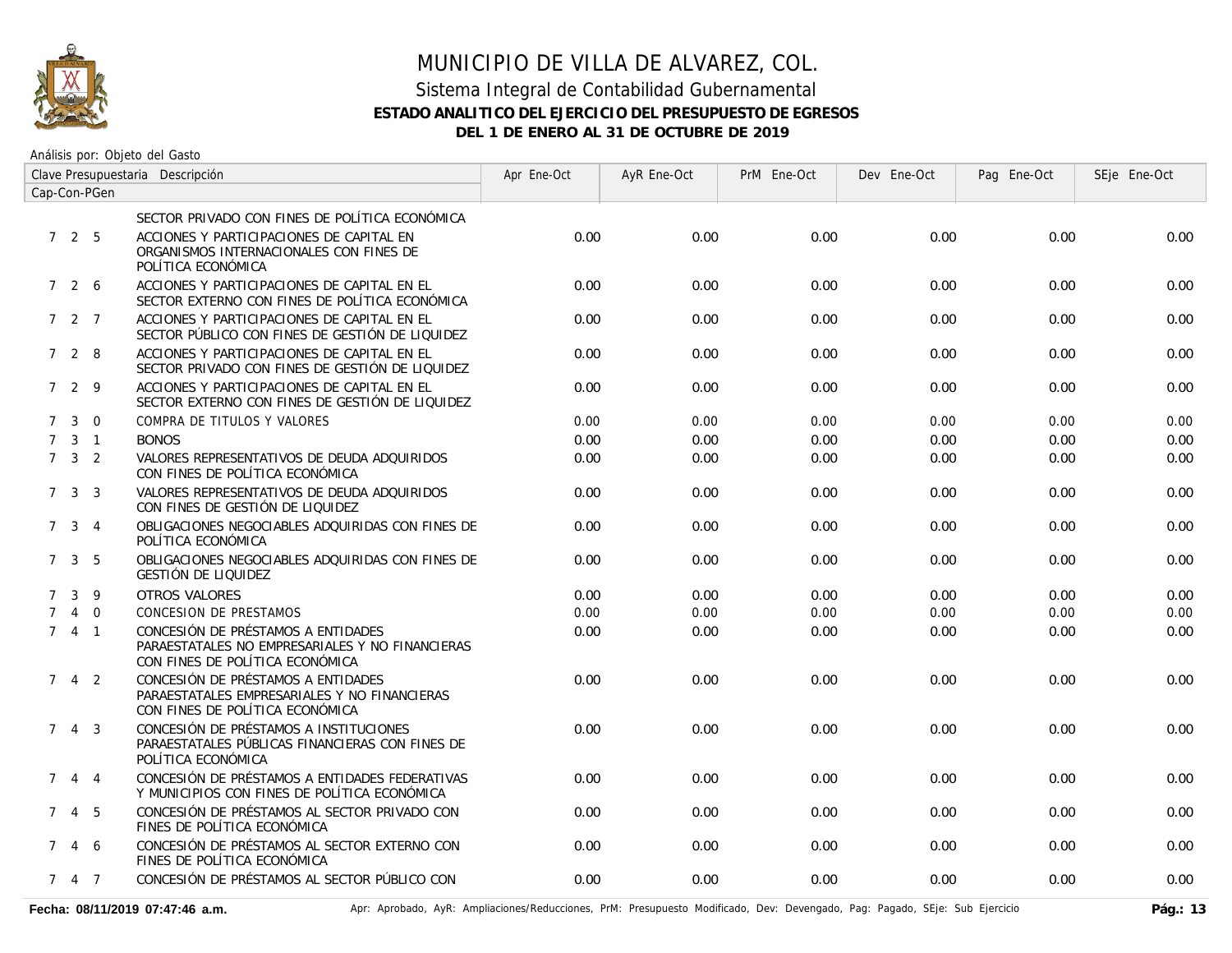# MUNICIPIO DE VILLA DE ALVAREZ, COL.

## Sistema Integral de Contabilidad Gubernamental

### ESTADO ANALITICO DEL EJERCICIO DEL PRESUPUESTO DE EGRESOS

### DEL 1 DE ENERO AL 31 DE OCTUBRE DE 2019

Análisis por: Objeto del Gasto

| Clave Presupuestaria Cap-Con-PGen | Descripción | Apr Ene-Oct | AyR Ene-Oct | PrM Ene-Oct | Dev Ene-Oct | Pag Ene-Oct | SEje Ene-Oct |
|---|---|---|---|---|---|---|---|
| | SECTOR PRIVADO CON FINES DE POLÍTICA ECONÓMICA | | | | | | |
| 7 2 5 | ACCIONES Y PARTICIPACIONES DE CAPITAL EN ORGANISMOS INTERNACIONALES CON FINES DE POLÍTICA ECONÓMICA | 0.00 | 0.00 | 0.00 | 0.00 | 0.00 | 0.00 |
| 7 2 6 | ACCIONES Y PARTICIPACIONES DE CAPITAL EN EL SECTOR EXTERNO CON FINES DE POLÍTICA ECONÓMICA | 0.00 | 0.00 | 0.00 | 0.00 | 0.00 | 0.00 |
| 7 2 7 | ACCIONES Y PARTICIPACIONES DE CAPITAL EN EL SECTOR PÚBLICO CON FINES DE GESTIÓN DE LIQUIDEZ | 0.00 | 0.00 | 0.00 | 0.00 | 0.00 | 0.00 |
| 7 2 8 | ACCIONES Y PARTICIPACIONES DE CAPITAL EN EL SECTOR PRIVADO CON FINES DE GESTIÓN DE LIQUIDEZ | 0.00 | 0.00 | 0.00 | 0.00 | 0.00 | 0.00 |
| 7 2 9 | ACCIONES Y PARTICIPACIONES DE CAPITAL EN EL SECTOR EXTERNO CON FINES DE GESTIÓN DE LIQUIDEZ | 0.00 | 0.00 | 0.00 | 0.00 | 0.00 | 0.00 |
| 7 3 0 | COMPRA DE TITULOS Y VALORES | 0.00 | 0.00 | 0.00 | 0.00 | 0.00 | 0.00 |
| 7 3 1 | BONOS | 0.00 | 0.00 | 0.00 | 0.00 | 0.00 | 0.00 |
| 7 3 2 | VALORES REPRESENTATIVOS DE DEUDA ADQUIRIDOS CON FINES DE POLÍTICA ECONÓMICA | 0.00 | 0.00 | 0.00 | 0.00 | 0.00 | 0.00 |
| 7 3 3 | VALORES REPRESENTATIVOS DE DEUDA ADQUIRIDOS CON FINES DE GESTIÓN DE LIQUIDEZ | 0.00 | 0.00 | 0.00 | 0.00 | 0.00 | 0.00 |
| 7 3 4 | OBLIGACIONES NEGOCIABLES ADQUIRIDAS CON FINES DE POLÍTICA ECONÓMICA | 0.00 | 0.00 | 0.00 | 0.00 | 0.00 | 0.00 |
| 7 3 5 | OBLIGACIONES NEGOCIABLES ADQUIRIDAS CON FINES DE GESTIÓN DE LIQUIDEZ | 0.00 | 0.00 | 0.00 | 0.00 | 0.00 | 0.00 |
| 7 3 9 | OTROS VALORES | 0.00 | 0.00 | 0.00 | 0.00 | 0.00 | 0.00 |
| 7 4 0 | CONCESION DE PRESTAMOS | 0.00 | 0.00 | 0.00 | 0.00 | 0.00 | 0.00 |
| 7 4 1 | CONCESIÓN DE PRÉSTAMOS A ENTIDADES PARAESTATALES NO EMPRESARIALES Y NO FINANCIERAS CON FINES DE POLÍTICA ECONÓMICA | 0.00 | 0.00 | 0.00 | 0.00 | 0.00 | 0.00 |
| 7 4 2 | CONCESIÓN DE PRÉSTAMOS A ENTIDADES PARAESTATALES EMPRESARIALES Y NO FINANCIERAS CON FINES DE POLÍTICA ECONÓMICA | 0.00 | 0.00 | 0.00 | 0.00 | 0.00 | 0.00 |
| 7 4 3 | CONCESIÓN DE PRÉSTAMOS A INSTITUCIONES PARAESTATALES PÚBLICAS FINANCIERAS CON FINES DE POLÍTICA ECONÓMICA | 0.00 | 0.00 | 0.00 | 0.00 | 0.00 | 0.00 |
| 7 4 4 | CONCESIÓN DE PRÉSTAMOS A ENTIDADES FEDERATIVAS Y MUNICIPIOS CON FINES DE POLÍTICA ECONÓMICA | 0.00 | 0.00 | 0.00 | 0.00 | 0.00 | 0.00 |
| 7 4 5 | CONCESIÓN DE PRÉSTAMOS AL SECTOR PRIVADO CON FINES DE POLÍTICA ECONÓMICA | 0.00 | 0.00 | 0.00 | 0.00 | 0.00 | 0.00 |
| 7 4 6 | CONCESIÓN DE PRÉSTAMOS AL SECTOR EXTERNO CON FINES DE POLÍTICA ECONÓMICA | 0.00 | 0.00 | 0.00 | 0.00 | 0.00 | 0.00 |
| 7 4 7 | CONCESIÓN DE PRÉSTAMOS AL SECTOR PÚBLICO CON | 0.00 | 0.00 | 0.00 | 0.00 | 0.00 | 0.00 |

**Fecha: 08/11/2019 07:47:46 a.m.** Apr: Aprobado, AyR: Ampliaciones/Reducciones, PrM: Presupuesto Modificado, Dev: Devengado, Pag: Pagado, SEje: Sub Ejercicio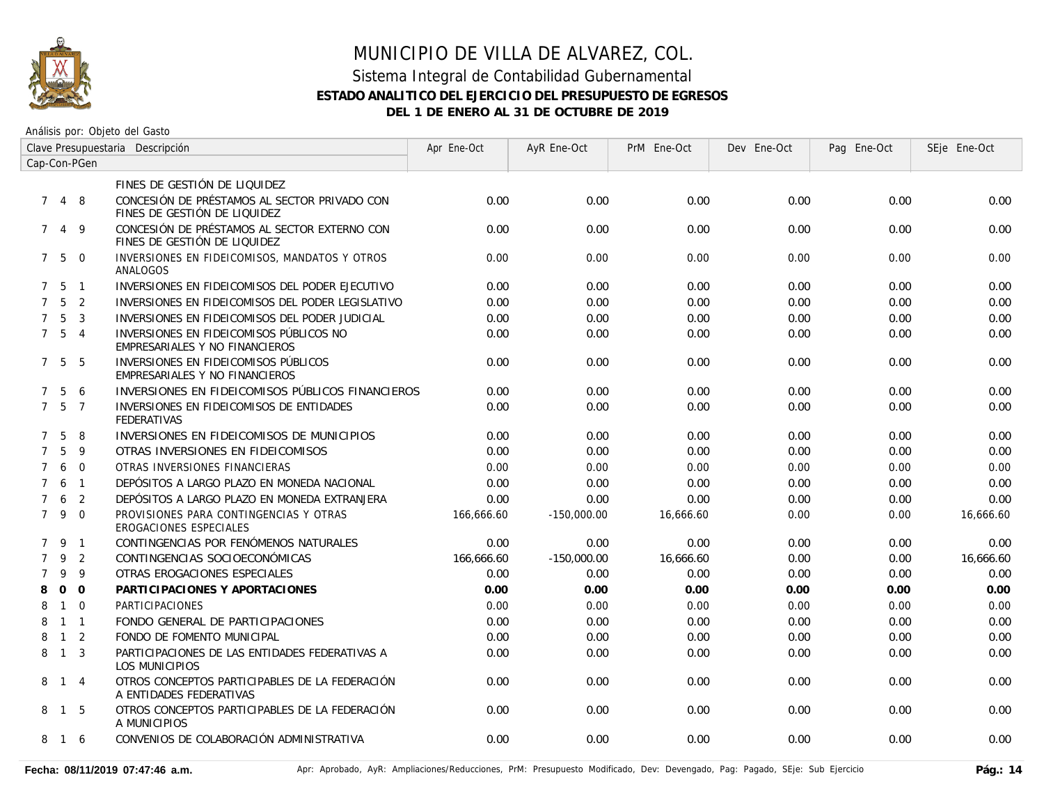# MUNICIPIO DE VILLA DE ALVAREZ, COL.

## Sistema Integral de Contabilidad Gubernamental

### ESTADO ANALITICO DEL EJERCICIO DEL PRESUPUESTO DE EGRESOS

### DEL 1 DE ENERO AL 31 DE OCTUBRE DE 2019

Análisis por: Objeto del Gasto

| Clave Presupuestaria Cap-Con-PGen | Descripción | Apr Ene-Oct | AyR Ene-Oct | PrM Ene-Oct | Dev Ene-Oct | Pag Ene-Oct | SEje Ene-Oct |
|---|---|---|---|---|---|---|---|
| | FINES DE GESTIÓN DE LIQUIDEZ | | | | | | |
| 7 4 8 | CONCESIÓN DE PRÉSTAMOS AL SECTOR PRIVADO CON FINES DE GESTIÓN DE LIQUIDEZ | 0.00 | 0.00 | 0.00 | 0.00 | 0.00 | 0.00 |
| 7 4 9 | CONCESIÓN DE PRÉSTAMOS AL SECTOR EXTERNO CON FINES DE GESTIÓN DE LIQUIDEZ | 0.00 | 0.00 | 0.00 | 0.00 | 0.00 | 0.00 |
| 7 5 0 | INVERSIONES EN FIDEICOMISOS, MANDATOS Y OTROS ANALOGOS | 0.00 | 0.00 | 0.00 | 0.00 | 0.00 | 0.00 |
| 7 5 1 | INVERSIONES EN FIDEICOMISOS DEL PODER EJECUTIVO | 0.00 | 0.00 | 0.00 | 0.00 | 0.00 | 0.00 |
| 7 5 2 | INVERSIONES EN FIDEICOMISOS DEL PODER LEGISLATIVO | 0.00 | 0.00 | 0.00 | 0.00 | 0.00 | 0.00 |
| 7 5 3 | INVERSIONES EN FIDEICOMISOS DEL PODER JUDICIAL | 0.00 | 0.00 | 0.00 | 0.00 | 0.00 | 0.00 |
| 7 5 4 | INVERSIONES EN FIDEICOMISOS PÚBLICOS NO EMPRESARIALES Y NO FINANCIEROS | 0.00 | 0.00 | 0.00 | 0.00 | 0.00 | 0.00 |
| 7 5 5 | INVERSIONES EN FIDEICOMISOS PÚBLICOS EMPRESARIALES Y NO FINANCIEROS | 0.00 | 0.00 | 0.00 | 0.00 | 0.00 | 0.00 |
| 7 5 6 | INVERSIONES EN FIDEICOMISOS PÚBLICOS FINANCIEROS | 0.00 | 0.00 | 0.00 | 0.00 | 0.00 | 0.00 |
| 7 5 7 | INVERSIONES EN FIDEICOMISOS DE ENTIDADES FEDERATIVAS | 0.00 | 0.00 | 0.00 | 0.00 | 0.00 | 0.00 |
| 7 5 8 | INVERSIONES EN FIDEICOMISOS DE MUNICIPIOS | 0.00 | 0.00 | 0.00 | 0.00 | 0.00 | 0.00 |
| 7 5 9 | OTRAS INVERSIONES EN FIDEICOMISOS | 0.00 | 0.00 | 0.00 | 0.00 | 0.00 | 0.00 |
| 7 6 0 | OTRAS INVERSIONES FINANCIERAS | 0.00 | 0.00 | 0.00 | 0.00 | 0.00 | 0.00 |
| 7 6 1 | DEPÓSITOS A LARGO PLAZO EN MONEDA NACIONAL | 0.00 | 0.00 | 0.00 | 0.00 | 0.00 | 0.00 |
| 7 6 2 | DEPÓSITOS A LARGO PLAZO EN MONEDA EXTRANJERA | 0.00 | 0.00 | 0.00 | 0.00 | 0.00 | 0.00 |
| 7 9 0 | PROVISIONES PARA CONTINGENCIAS Y OTRAS EROGACIONES ESPECIALES | 166,666.60 | -150,000.00 | 16,666.60 | 0.00 | 0.00 | 16,666.60 |
| 7 9 1 | CONTINGENCIAS POR FENÓMENOS NATURALES | 0.00 | 0.00 | 0.00 | 0.00 | 0.00 | 0.00 |
| 7 9 2 | CONTINGENCIAS SOCIOECONÓMICAS | 166,666.60 | -150,000.00 | 16,666.60 | 0.00 | 0.00 | 16,666.60 |
| 7 9 9 | OTRAS EROGACIONES ESPECIALES | 0.00 | 0.00 | 0.00 | 0.00 | 0.00 | 0.00 |
| **8 0 0** | **PARTICIPACIONES Y APORTACIONES** | **0.00** | **0.00** | **0.00** | **0.00** | **0.00** | **0.00** |
| 8 1 0 | PARTICIPACIONES | 0.00 | 0.00 | 0.00 | 0.00 | 0.00 | 0.00 |
| 8 1 1 | FONDO GENERAL DE PARTICIPACIONES | 0.00 | 0.00 | 0.00 | 0.00 | 0.00 | 0.00 |
| 8 1 2 | FONDO DE FOMENTO MUNICIPAL | 0.00 | 0.00 | 0.00 | 0.00 | 0.00 | 0.00 |
| 8 1 3 | PARTICIPACIONES DE LAS ENTIDADES FEDERATIVAS A LOS MUNICIPIOS | 0.00 | 0.00 | 0.00 | 0.00 | 0.00 | 0.00 |
| 8 1 4 | OTROS CONCEPTOS PARTICIPABLES DE LA FEDERACIÓN A ENTIDADES FEDERATIVAS | 0.00 | 0.00 | 0.00 | 0.00 | 0.00 | 0.00 |
| 8 1 5 | OTROS CONCEPTOS PARTICIPABLES DE LA FEDERACIÓN A MUNICIPIOS | 0.00 | 0.00 | 0.00 | 0.00 | 0.00 | 0.00 |
| 8 1 6 | CONVENIOS DE COLABORACIÓN ADMINISTRATIVA | 0.00 | 0.00 | 0.00 | 0.00 | 0.00 | 0.00 |

**Fecha: 08/11/2019 07:47:46 a.m.** Apr: Aprobado, AyR: Ampliaciones/Reducciones, PrM: Presupuesto Modificado, Dev: Devengado, Pag: Pagado, SEje: Sub Ejercicio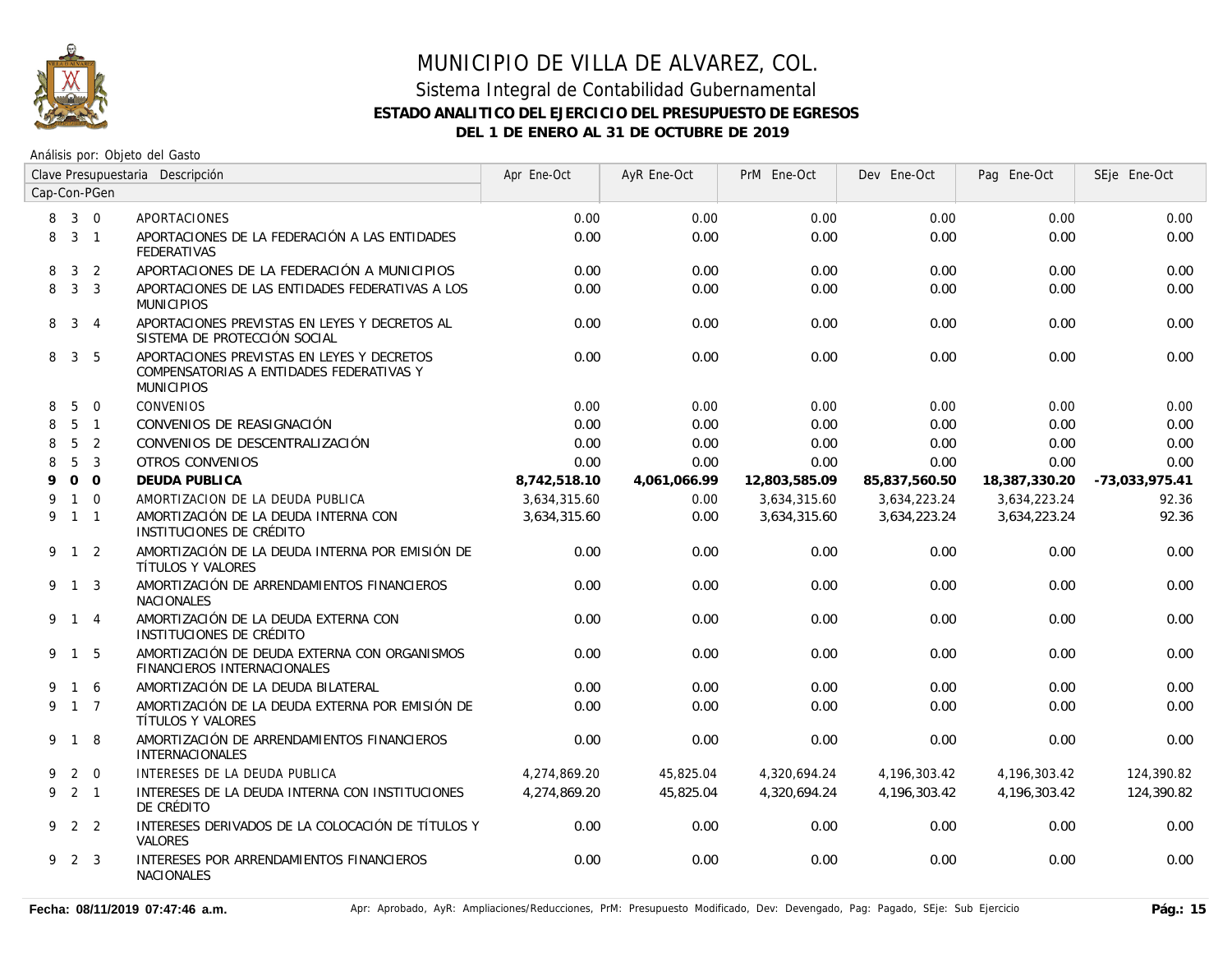# MUNICIPIO DE VILLA DE ALVAREZ, COL.

## Sistema Integral de Contabilidad Gubernamental

### ESTADO ANALITICO DEL EJERCICIO DEL PRESUPUESTO DE EGRESOS

### DEL 1 DE ENERO AL 31 DE OCTUBRE DE 2019

Análisis por: Objeto del Gasto

| Clave Presupuestaria Cap-Con-PGen | | | Descripción | Apr Ene-Oct | AyR Ene-Oct | PrM Ene-Oct | Dev Ene-Oct | Pag Ene-Oct | SEje Ene-Oct |
|---|---|---|---|---|---|---|---|---|---|
| 8 | 3 | 0 | APORTACIONES | 0.00 | 0.00 | 0.00 | 0.00 | 0.00 | 0.00 |
| 8 | 3 | 1 | APORTACIONES DE LA FEDERACIÓN A LAS ENTIDADES FEDERATIVAS | 0.00 | 0.00 | 0.00 | 0.00 | 0.00 | 0.00 |
| 8 | 3 | 2 | APORTACIONES DE LA FEDERACIÓN A MUNICIPIOS | 0.00 | 0.00 | 0.00 | 0.00 | 0.00 | 0.00 |
| 8 | 3 | 3 | APORTACIONES DE LAS ENTIDADES FEDERATIVAS A LOS MUNICIPIOS | 0.00 | 0.00 | 0.00 | 0.00 | 0.00 | 0.00 |
| 8 | 3 | 4 | APORTACIONES PREVISTAS EN LEYES Y DECRETOS AL SISTEMA DE PROTECCIÓN SOCIAL | 0.00 | 0.00 | 0.00 | 0.00 | 0.00 | 0.00 |
| 8 | 3 | 5 | APORTACIONES PREVISTAS EN LEYES Y DECRETOS COMPENSATORIAS A ENTIDADES FEDERATIVAS Y MUNICIPIOS | 0.00 | 0.00 | 0.00 | 0.00 | 0.00 | 0.00 |
| 8 | 5 | 0 | CONVENIOS | 0.00 | 0.00 | 0.00 | 0.00 | 0.00 | 0.00 |
| 8 | 5 | 1 | CONVENIOS DE REASIGNACIÓN | 0.00 | 0.00 | 0.00 | 0.00 | 0.00 | 0.00 |
| 8 | 5 | 2 | CONVENIOS DE DESCENTRALIZACIÓN | 0.00 | 0.00 | 0.00 | 0.00 | 0.00 | 0.00 |
| 8 | 5 | 3 | OTROS CONVENIOS | 0.00 | 0.00 | 0.00 | 0.00 | 0.00 | 0.00 |
| **9** | **0** | **0** | **DEUDA PUBLICA** | **8,742,518.10** | **4,061,066.99** | **12,803,585.09** | **85,837,560.50** | **18,387,330.20** | **-73,033,975.41** |
| 9 | 1 | 0 | AMORTIZACION DE LA DEUDA PUBLICA | 3,634,315.60 | 0.00 | 3,634,315.60 | 3,634,223.24 | 3,634,223.24 | 92.36 |
| 9 | 1 | 1 | AMORTIZACIÓN DE LA DEUDA INTERNA CON INSTITUCIONES DE CRÉDITO | 3,634,315.60 | 0.00 | 3,634,315.60 | 3,634,223.24 | 3,634,223.24 | 92.36 |
| 9 | 1 | 2 | AMORTIZACIÓN DE LA DEUDA INTERNA POR EMISIÓN DE TÍTULOS Y VALORES | 0.00 | 0.00 | 0.00 | 0.00 | 0.00 | 0.00 |
| 9 | 1 | 3 | AMORTIZACIÓN DE ARRENDAMIENTOS FINANCIEROS NACIONALES | 0.00 | 0.00 | 0.00 | 0.00 | 0.00 | 0.00 |
| 9 | 1 | 4 | AMORTIZACIÓN DE LA DEUDA EXTERNA CON INSTITUCIONES DE CRÉDITO | 0.00 | 0.00 | 0.00 | 0.00 | 0.00 | 0.00 |
| 9 | 1 | 5 | AMORTIZACIÓN DE DEUDA EXTERNA CON ORGANISMOS FINANCIEROS INTERNACIONALES | 0.00 | 0.00 | 0.00 | 0.00 | 0.00 | 0.00 |
| 9 | 1 | 6 | AMORTIZACIÓN DE LA DEUDA BILATERAL | 0.00 | 0.00 | 0.00 | 0.00 | 0.00 | 0.00 |
| 9 | 1 | 7 | AMORTIZACIÓN DE LA DEUDA EXTERNA POR EMISIÓN DE TÍTULOS Y VALORES | 0.00 | 0.00 | 0.00 | 0.00 | 0.00 | 0.00 |
| 9 | 1 | 8 | AMORTIZACIÓN DE ARRENDAMIENTOS FINANCIEROS INTERNACIONALES | 0.00 | 0.00 | 0.00 | 0.00 | 0.00 | 0.00 |
| 9 | 2 | 0 | INTERESES DE LA DEUDA PUBLICA | 4,274,869.20 | 45,825.04 | 4,320,694.24 | 4,196,303.42 | 4,196,303.42 | 124,390.82 |
| 9 | 2 | 1 | INTERESES DE LA DEUDA INTERNA CON INSTITUCIONES DE CRÉDITO | 4,274,869.20 | 45,825.04 | 4,320,694.24 | 4,196,303.42 | 4,196,303.42 | 124,390.82 |
| 9 | 2 | 2 | INTERESES DERIVADOS DE LA COLOCACIÓN DE TÍTULOS Y VALORES | 0.00 | 0.00 | 0.00 | 0.00 | 0.00 | 0.00 |
| 9 | 2 | 3 | INTERESES POR ARRENDAMIENTOS FINANCIEROS NACIONALES | 0.00 | 0.00 | 0.00 | 0.00 | 0.00 | 0.00 |

**Fecha: 08/11/2019 07:47:46 a.m.** Apr: Aprobado, AyR: Ampliaciones/Reducciones, PrM: Presupuesto Modificado, Dev: Devengado, Pag: Pagado, SEje: Sub Ejercicio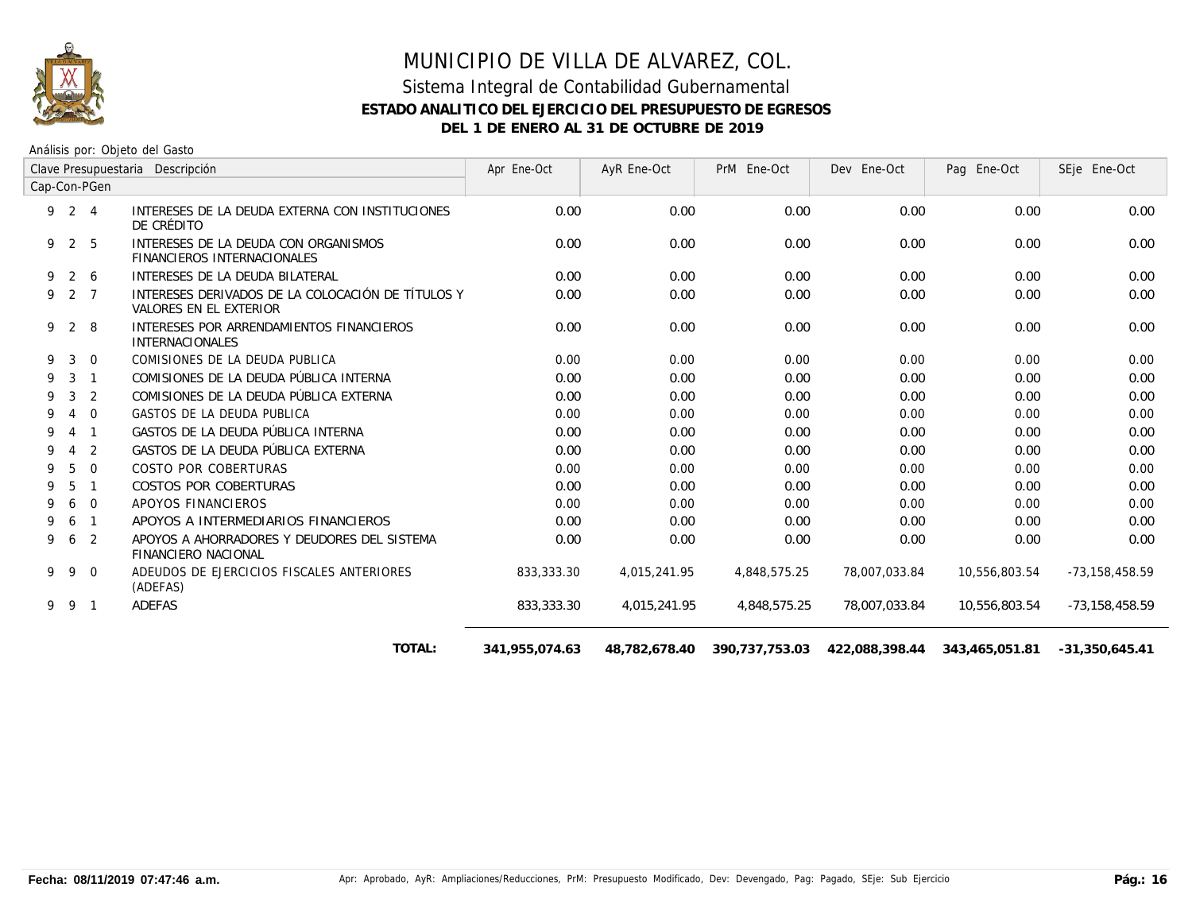# MUNICIPIO DE VILLA DE ALVAREZ, COL.

## Sistema Integral de Contabilidad Gubernamental

### ESTADO ANALITICO DEL EJERCICIO DEL PRESUPUESTO DE EGRESOS

### DEL 1 DE ENERO AL 31 DE OCTUBRE DE 2019

Análisis por: Objeto del Gasto

| Clave Presupuestaria Cap-Con-PGen | Descripción | Apr Ene-Oct | AyR Ene-Oct | PrM Ene-Oct | Dev Ene-Oct | Pag Ene-Oct | SEje Ene-Oct |
|---|---|---|---|---|---|---|---|
| 9 2 4 | INTERESES DE LA DEUDA EXTERNA CON INSTITUCIONES DE CRÉDITO | 0.00 | 0.00 | 0.00 | 0.00 | 0.00 | 0.00 |
| 9 2 5 | INTERESES DE LA DEUDA CON ORGANISMOS FINANCIEROS INTERNACIONALES | 0.00 | 0.00 | 0.00 | 0.00 | 0.00 | 0.00 |
| 9 2 6 | INTERESES DE LA DEUDA BILATERAL | 0.00 | 0.00 | 0.00 | 0.00 | 0.00 | 0.00 |
| 9 2 7 | INTERESES DERIVADOS DE LA COLOCACIÓN DE TÍTULOS Y VALORES EN EL EXTERIOR | 0.00 | 0.00 | 0.00 | 0.00 | 0.00 | 0.00 |
| 9 2 8 | INTERESES POR ARRENDAMIENTOS FINANCIEROS INTERNACIONALES | 0.00 | 0.00 | 0.00 | 0.00 | 0.00 | 0.00 |
| 9 3 0 | COMISIONES DE LA DEUDA PUBLICA | 0.00 | 0.00 | 0.00 | 0.00 | 0.00 | 0.00 |
| 9 3 1 | COMISIONES DE LA DEUDA PÚBLICA INTERNA | 0.00 | 0.00 | 0.00 | 0.00 | 0.00 | 0.00 |
| 9 3 2 | COMISIONES DE LA DEUDA PÚBLICA EXTERNA | 0.00 | 0.00 | 0.00 | 0.00 | 0.00 | 0.00 |
| 9 4 0 | GASTOS DE LA DEUDA PUBLICA | 0.00 | 0.00 | 0.00 | 0.00 | 0.00 | 0.00 |
| 9 4 1 | GASTOS DE LA DEUDA PÚBLICA INTERNA | 0.00 | 0.00 | 0.00 | 0.00 | 0.00 | 0.00 |
| 9 4 2 | GASTOS DE LA DEUDA PÚBLICA EXTERNA | 0.00 | 0.00 | 0.00 | 0.00 | 0.00 | 0.00 |
| 9 5 0 | COSTO POR COBERTURAS | 0.00 | 0.00 | 0.00 | 0.00 | 0.00 | 0.00 |
| 9 5 1 | COSTOS POR COBERTURAS | 0.00 | 0.00 | 0.00 | 0.00 | 0.00 | 0.00 |
| 9 6 0 | APOYOS FINANCIEROS | 0.00 | 0.00 | 0.00 | 0.00 | 0.00 | 0.00 |
| 9 6 1 | APOYOS A INTERMEDIARIOS FINANCIEROS | 0.00 | 0.00 | 0.00 | 0.00 | 0.00 | 0.00 |
| 9 6 2 | APOYOS A AHORRADORES Y DEUDORES DEL SISTEMA FINANCIERO NACIONAL | 0.00 | 0.00 | 0.00 | 0.00 | 0.00 | 0.00 |
| 9 9 0 | ADEUDOS DE EJERCICIOS FISCALES ANTERIORES (ADEFAS) | 833,333.30 | 4,015,241.95 | 4,848,575.25 | 78,007,033.84 | 10,556,803.54 | -73,158,458.59 |
| 9 9 1 | ADEFAS | 833,333.30 | 4,015,241.95 | 4,848,575.25 | 78,007,033.84 | 10,556,803.54 | -73,158,458.59 |
| | **TOTAL:** | **341,955,074.63** | **48,782,678.40** | **390,737,753.03** | **422,088,398.44** | **343,465,051.81** | **-31,350,645.41** |

**Fecha: 08/11/2019 07:47:46 a.m.** Apr: Aprobado, AyR: Ampliaciones/Reducciones, PrM: Presupuesto Modificado, Dev: Devengado, Pag: Pagado, SEje: Sub Ejercicio